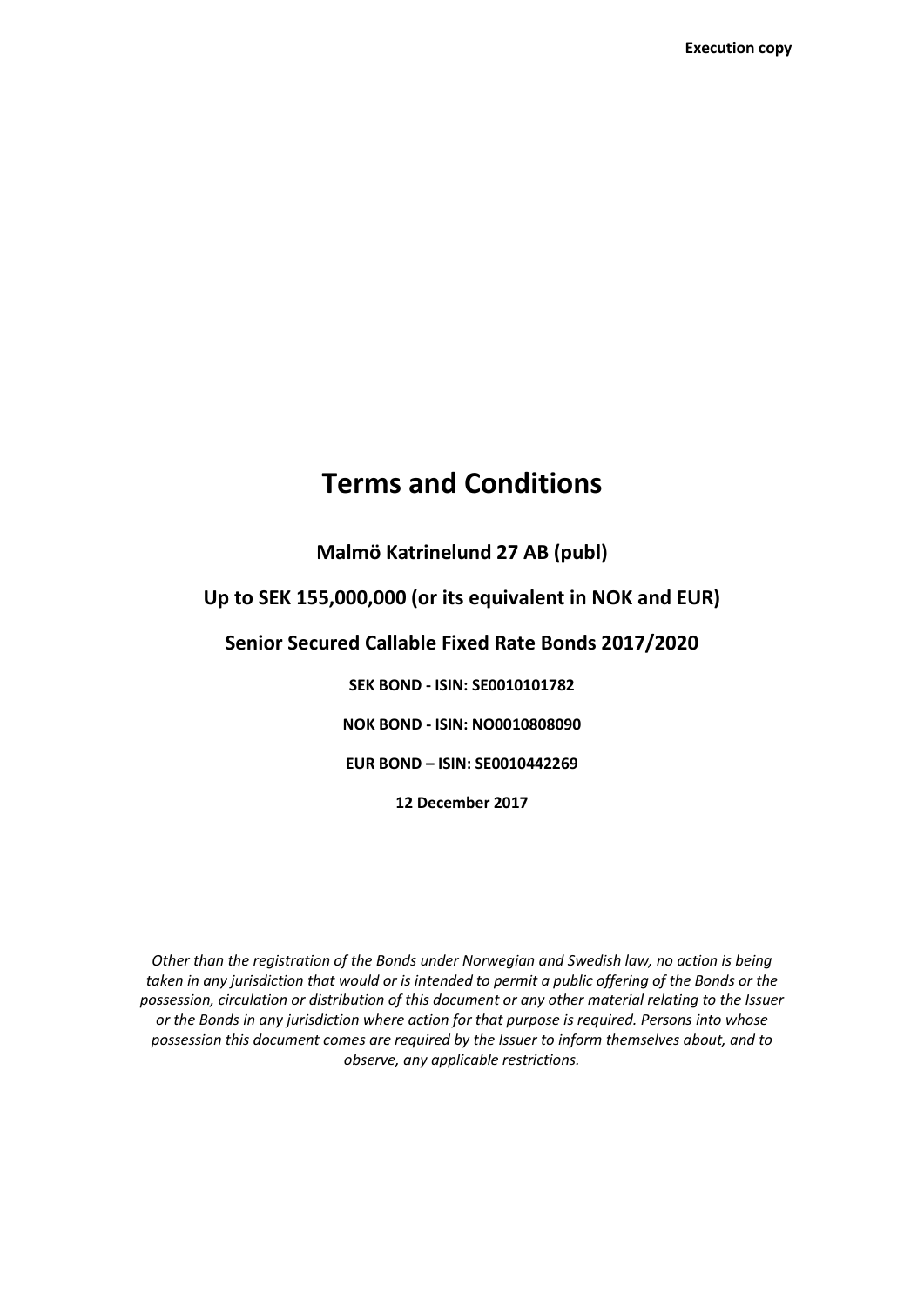**Execution copy**

# Terms and Conditions

**Malmö Katrinelund 27 AB (publ)**

**Up to SEK 155,000,000 (or its equivalent in NOK and EUR)**

**Senior Secured Callable Fixed Rate Bonds 2017/2020**

**SEK BOND - ISIN: SE0010101782**

**NOK BOND - ISIN: NO0010808090**

**EUR BOND – ISIN: SE0010442269**

**12 December 2017**

*Other than the registration of the Bonds under Norwegian and Swedish law, no action is being taken in any jurisdiction that would or is intended to permit a public offering of the Bonds or the possession, circulation or distribution of this document or any other material relating to the Issuer or the Bonds in any jurisdiction where action for that purpose is required. Persons into whose possession this document comes are required by the Issuer to inform themselves about, and to observe, any applicable restrictions.*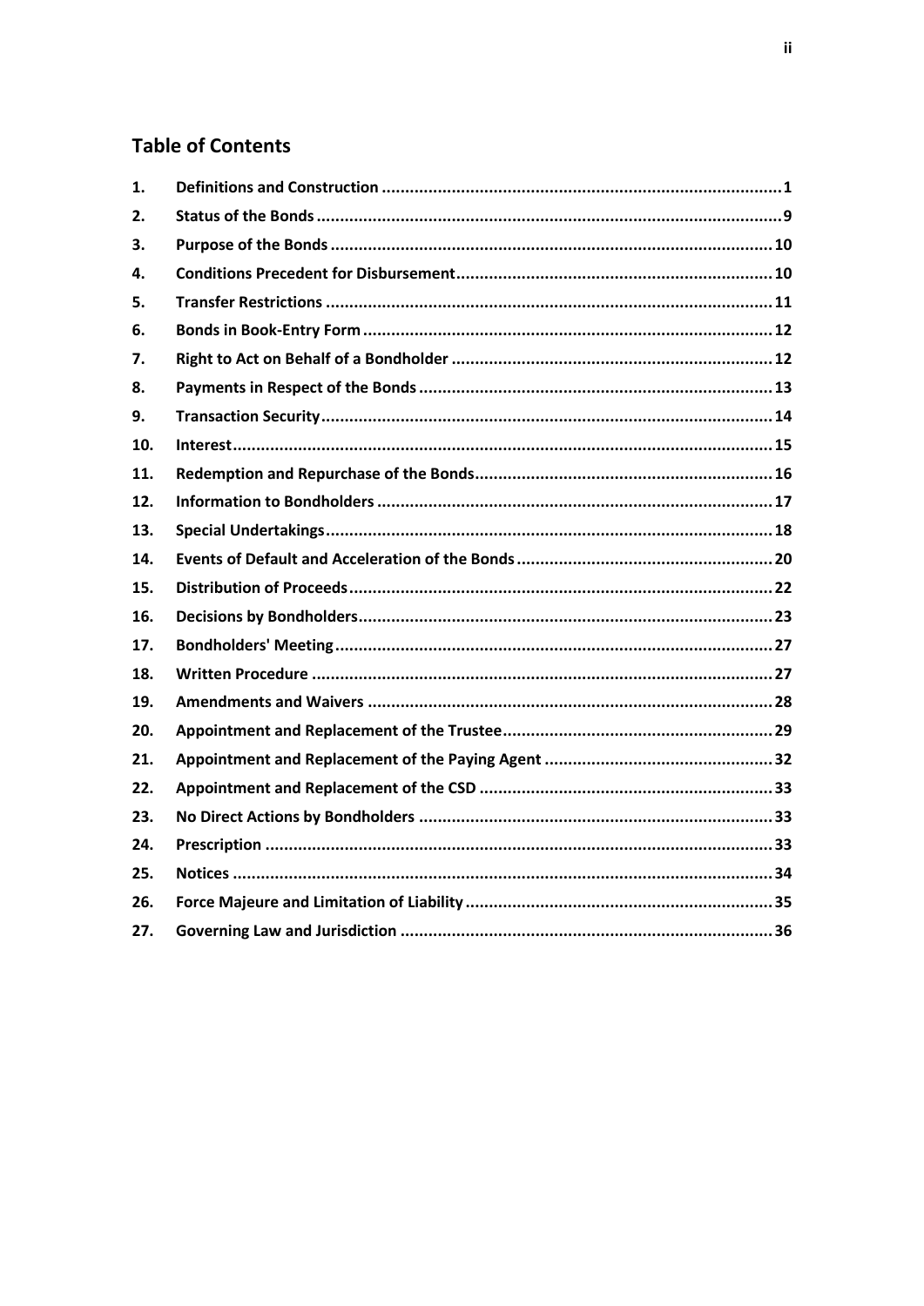## Table of Contents

| | | |
|---|---|---|
| 1. | **Definitions and Construction** | 1 |
| 2. | **Status of the Bonds** | 9 |
| 3. | **Purpose of the Bonds** | 10 |
| 4. | **Conditions Precedent for Disbursement** | 10 |
| 5. | **Transfer Restrictions** | 11 |
| 6. | **Bonds in Book-Entry Form** | 12 |
| 7. | **Right to Act on Behalf of a Bondholder** | 12 |
| 8. | **Payments in Respect of the Bonds** | 13 |
| 9. | **Transaction Security** | 14 |
| 10. | **Interest** | 15 |
| 11. | **Redemption and Repurchase of the Bonds** | 16 |
| 12. | **Information to Bondholders** | 17 |
| 13. | **Special Undertakings** | 18 |
| 14. | **Events of Default and Acceleration of the Bonds** | 20 |
| 15. | **Distribution of Proceeds** | 22 |
| 16. | **Decisions by Bondholders** | 23 |
| 17. | **Bondholders' Meeting** | 27 |
| 18. | **Written Procedure** | 27 |
| 19. | **Amendments and Waivers** | 28 |
| 20. | **Appointment and Replacement of the Trustee** | 29 |
| 21. | **Appointment and Replacement of the Paying Agent** | 32 |
| 22. | **Appointment and Replacement of the CSD** | 33 |
| 23. | **No Direct Actions by Bondholders** | 33 |
| 24. | **Prescription** | 33 |
| 25. | **Notices** | 34 |
| 26. | **Force Majeure and Limitation of Liability** | 35 |
| 27. | **Governing Law and Jurisdiction** | 36 |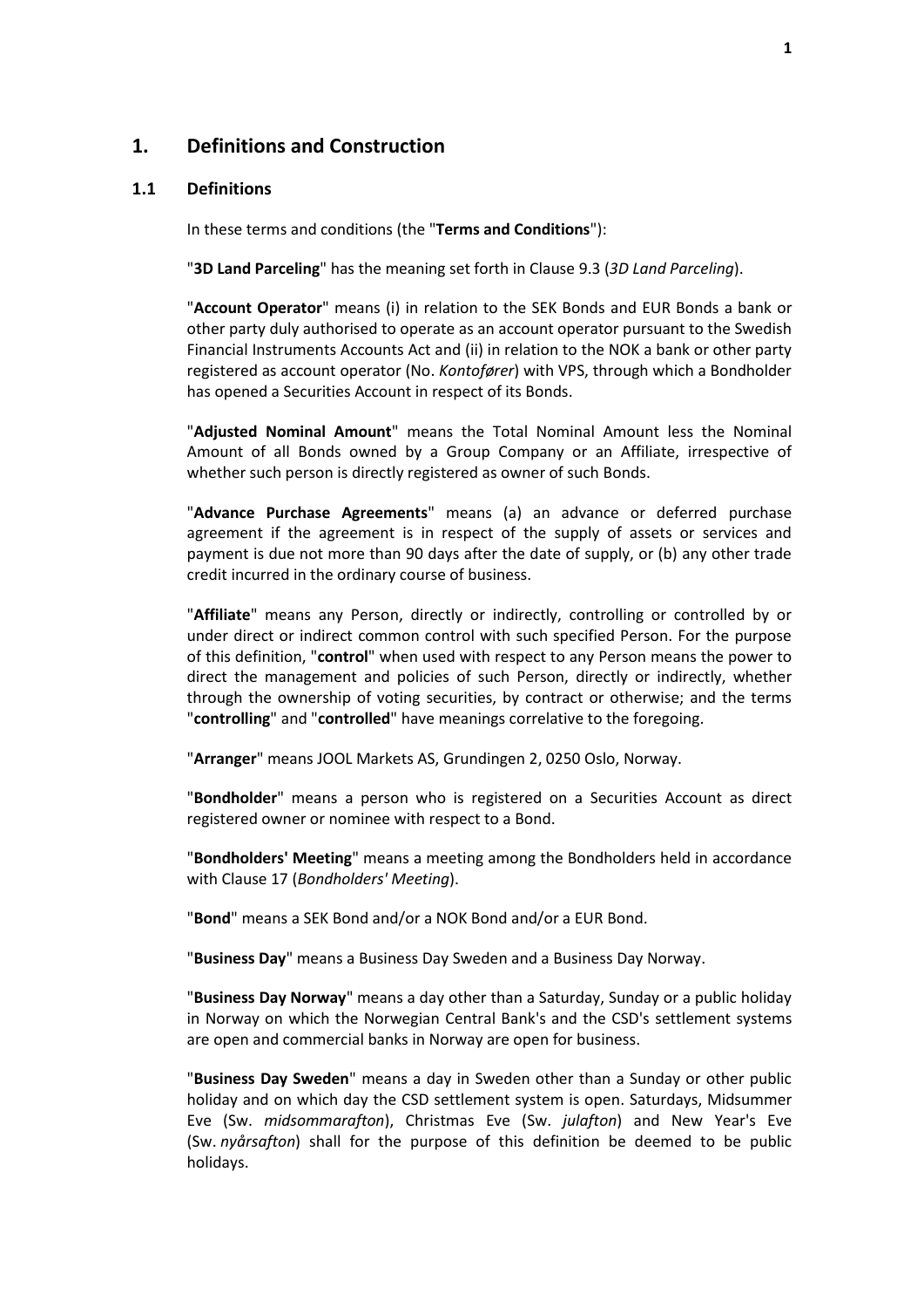# 1. Definitions and Construction

## 1.1 Definitions

In these terms and conditions (the "**Terms and Conditions**"):

"**3D Land Parceling**" has the meaning set forth in Clause 9.3 (*3D Land Parceling*).

"**Account Operator**" means (i) in relation to the SEK Bonds and EUR Bonds a bank or other party duly authorised to operate as an account operator pursuant to the Swedish Financial Instruments Accounts Act and (ii) in relation to the NOK a bank or other party registered as account operator (No. *Kontofører*) with VPS, through which a Bondholder has opened a Securities Account in respect of its Bonds.

"**Adjusted Nominal Amount**" means the Total Nominal Amount less the Nominal Amount of all Bonds owned by a Group Company or an Affiliate, irrespective of whether such person is directly registered as owner of such Bonds.

"**Advance Purchase Agreements**" means (a) an advance or deferred purchase agreement if the agreement is in respect of the supply of assets or services and payment is due not more than 90 days after the date of supply, or (b) any other trade credit incurred in the ordinary course of business.

"**Affiliate**" means any Person, directly or indirectly, controlling or controlled by or under direct or indirect common control with such specified Person. For the purpose of this definition, "**control**" when used with respect to any Person means the power to direct the management and policies of such Person, directly or indirectly, whether through the ownership of voting securities, by contract or otherwise; and the terms "**controlling**" and "**controlled**" have meanings correlative to the foregoing.

"**Arranger**" means JOOL Markets AS, Grundingen 2, 0250 Oslo, Norway.

"**Bondholder**" means a person who is registered on a Securities Account as direct registered owner or nominee with respect to a Bond.

"**Bondholders' Meeting**" means a meeting among the Bondholders held in accordance with Clause 17 (*Bondholders' Meeting*).

"**Bond**" means a SEK Bond and/or a NOK Bond and/or a EUR Bond.

"**Business Day**" means a Business Day Sweden and a Business Day Norway.

"**Business Day Norway**" means a day other than a Saturday, Sunday or a public holiday in Norway on which the Norwegian Central Bank's and the CSD's settlement systems are open and commercial banks in Norway are open for business.

"**Business Day Sweden**" means a day in Sweden other than a Sunday or other public holiday and on which day the CSD settlement system is open. Saturdays, Midsummer Eve (Sw. *midsommarafton*), Christmas Eve (Sw. *julafton*) and New Year's Eve (Sw. *nyårsafton*) shall for the purpose of this definition be deemed to be public holidays.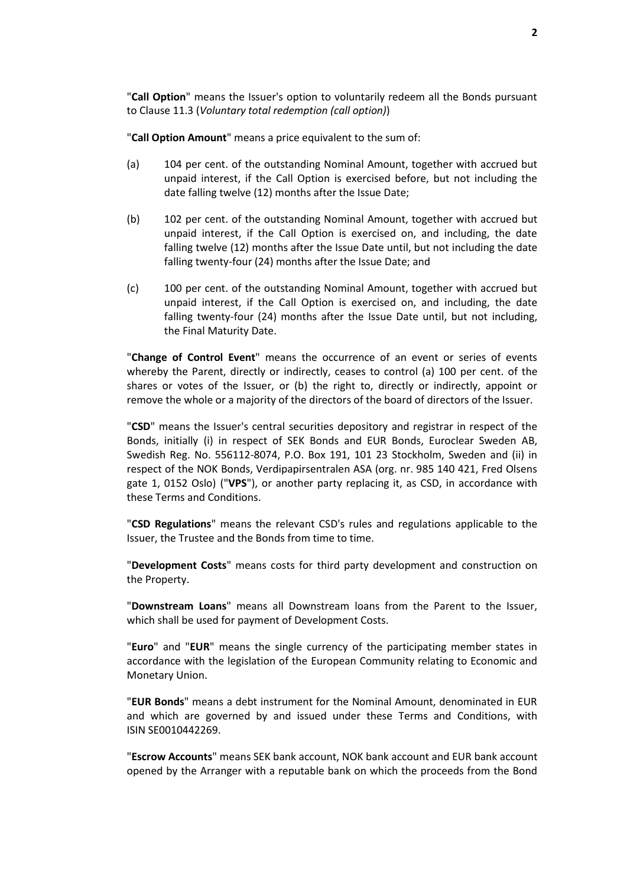"**Call Option**" means the Issuer's option to voluntarily redeem all the Bonds pursuant to Clause 11.3 (*Voluntary total redemption (call option)*)

"**Call Option Amount**" means a price equivalent to the sum of:

(a) 104 per cent. of the outstanding Nominal Amount, together with accrued but unpaid interest, if the Call Option is exercised before, but not including the date falling twelve (12) months after the Issue Date;

(b) 102 per cent. of the outstanding Nominal Amount, together with accrued but unpaid interest, if the Call Option is exercised on, and including, the date falling twelve (12) months after the Issue Date until, but not including the date falling twenty-four (24) months after the Issue Date; and

(c) 100 per cent. of the outstanding Nominal Amount, together with accrued but unpaid interest, if the Call Option is exercised on, and including, the date falling twenty-four (24) months after the Issue Date until, but not including, the Final Maturity Date.

"**Change of Control Event**" means the occurrence of an event or series of events whereby the Parent, directly or indirectly, ceases to control (a) 100 per cent. of the shares or votes of the Issuer, or (b) the right to, directly or indirectly, appoint or remove the whole or a majority of the directors of the board of directors of the Issuer.

"**CSD**" means the Issuer's central securities depository and registrar in respect of the Bonds, initially (i) in respect of SEK Bonds and EUR Bonds, Euroclear Sweden AB, Swedish Reg. No. 556112-8074, P.O. Box 191, 101 23 Stockholm, Sweden and (ii) in respect of the NOK Bonds, Verdipapirsentralen ASA (org. nr. 985 140 421, Fred Olsens gate 1, 0152 Oslo) ("**VPS**"), or another party replacing it, as CSD, in accordance with these Terms and Conditions.

"**CSD Regulations**" means the relevant CSD's rules and regulations applicable to the Issuer, the Trustee and the Bonds from time to time.

"**Development Costs**" means costs for third party development and construction on the Property.

"**Downstream Loans**" means all Downstream loans from the Parent to the Issuer, which shall be used for payment of Development Costs.

"**Euro**" and "**EUR**" means the single currency of the participating member states in accordance with the legislation of the European Community relating to Economic and Monetary Union.

"**EUR Bonds**" means a debt instrument for the Nominal Amount, denominated in EUR and which are governed by and issued under these Terms and Conditions, with ISIN SE0010442269.

"**Escrow Accounts**" means SEK bank account, NOK bank account and EUR bank account opened by the Arranger with a reputable bank on which the proceeds from the Bond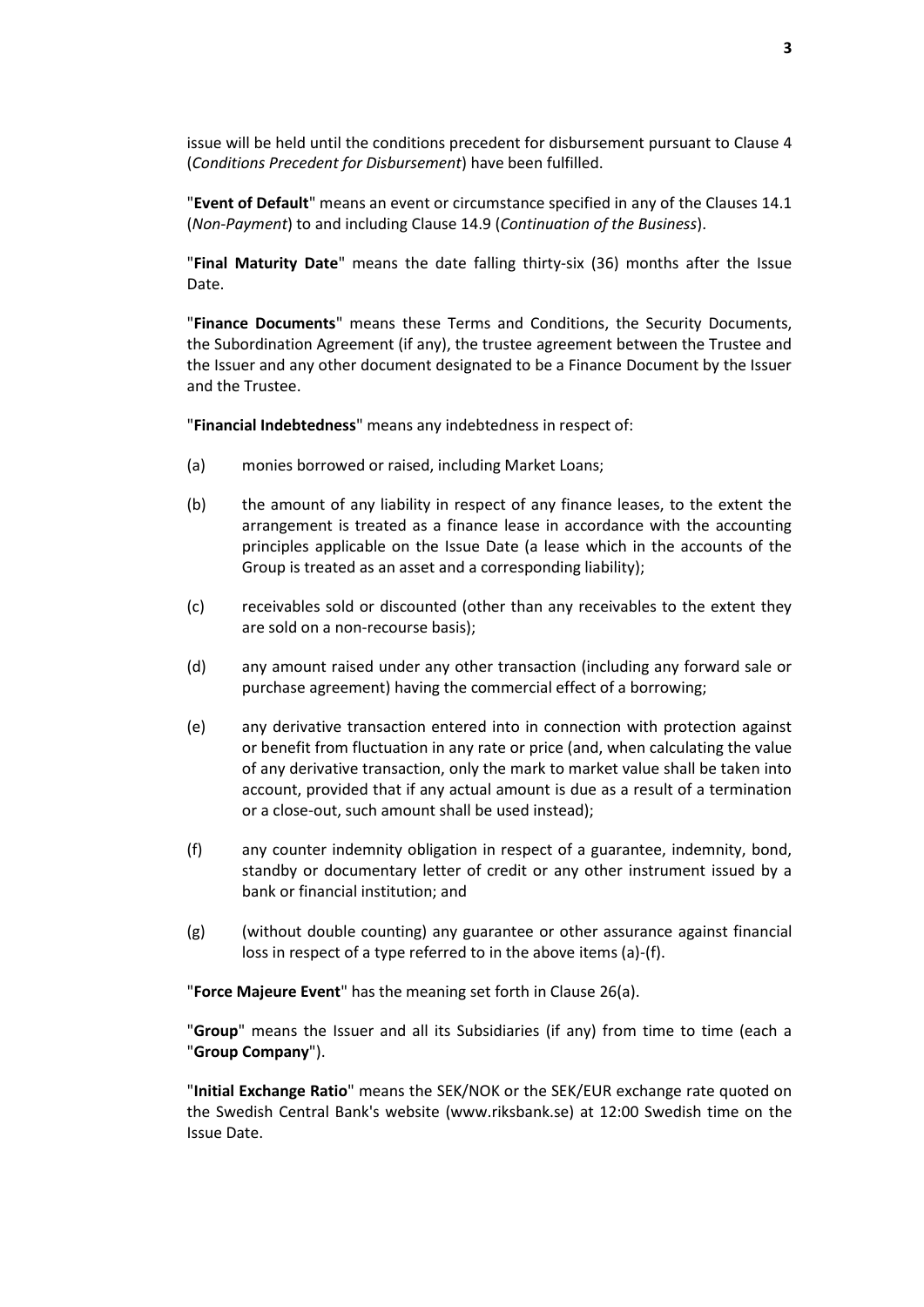issue will be held until the conditions precedent for disbursement pursuant to Clause 4 (*Conditions Precedent for Disbursement*) have been fulfilled.

"**Event of Default**" means an event or circumstance specified in any of the Clauses 14.1 (*Non-Payment*) to and including Clause 14.9 (*Continuation of the Business*).

"**Final Maturity Date**" means the date falling thirty-six (36) months after the Issue Date.

"**Finance Documents**" means these Terms and Conditions, the Security Documents, the Subordination Agreement (if any), the trustee agreement between the Trustee and the Issuer and any other document designated to be a Finance Document by the Issuer and the Trustee.

"**Financial Indebtedness**" means any indebtedness in respect of:

(a) monies borrowed or raised, including Market Loans;

(b) the amount of any liability in respect of any finance leases, to the extent the arrangement is treated as a finance lease in accordance with the accounting principles applicable on the Issue Date (a lease which in the accounts of the Group is treated as an asset and a corresponding liability);

(c) receivables sold or discounted (other than any receivables to the extent they are sold on a non-recourse basis);

(d) any amount raised under any other transaction (including any forward sale or purchase agreement) having the commercial effect of a borrowing;

(e) any derivative transaction entered into in connection with protection against or benefit from fluctuation in any rate or price (and, when calculating the value of any derivative transaction, only the mark to market value shall be taken into account, provided that if any actual amount is due as a result of a termination or a close-out, such amount shall be used instead);

(f) any counter indemnity obligation in respect of a guarantee, indemnity, bond, standby or documentary letter of credit or any other instrument issued by a bank or financial institution; and

(g) (without double counting) any guarantee or other assurance against financial loss in respect of a type referred to in the above items (a)-(f).

"**Force Majeure Event**" has the meaning set forth in Clause 26(a).

"**Group**" means the Issuer and all its Subsidiaries (if any) from time to time (each a "**Group Company**").

"**Initial Exchange Ratio**" means the SEK/NOK or the SEK/EUR exchange rate quoted on the Swedish Central Bank's website (www.riksbank.se) at 12:00 Swedish time on the Issue Date.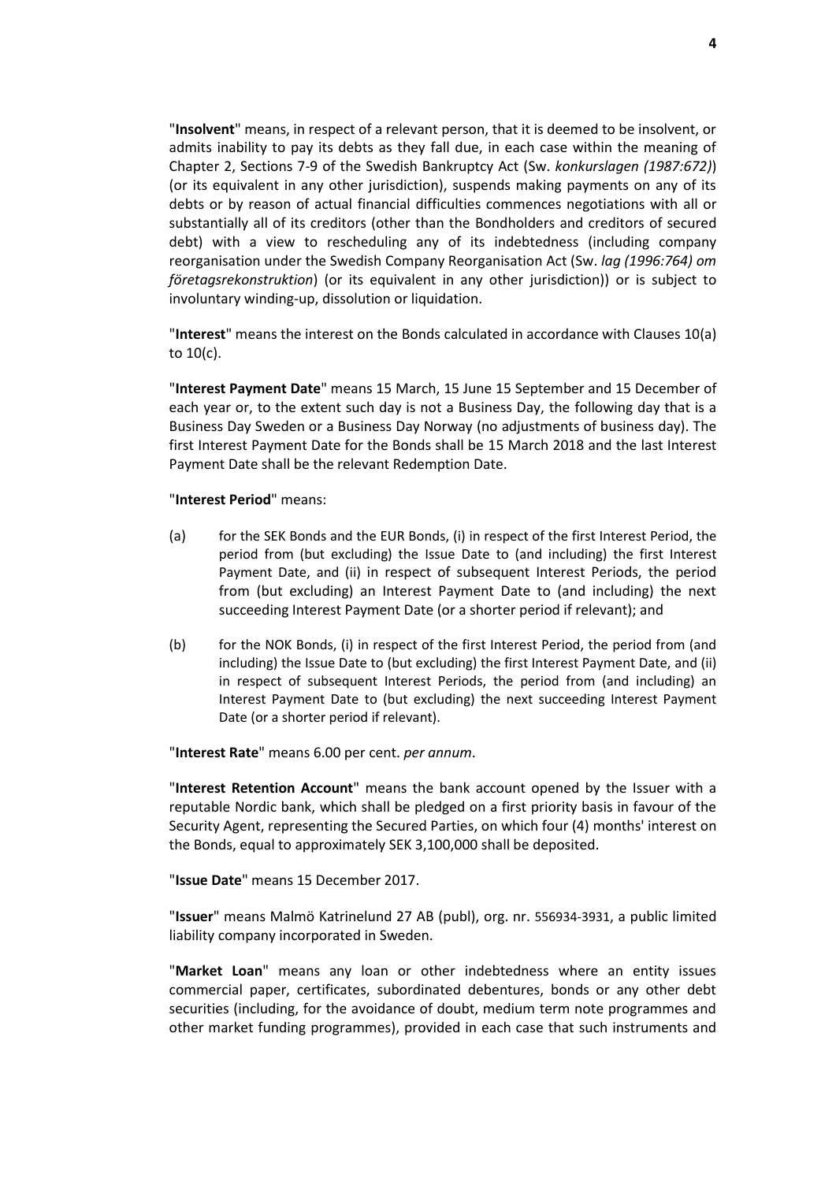"**Insolvent**" means, in respect of a relevant person, that it is deemed to be insolvent, or admits inability to pay its debts as they fall due, in each case within the meaning of Chapter 2, Sections 7-9 of the Swedish Bankruptcy Act (Sw. *konkurslagen (1987:672)*) (or its equivalent in any other jurisdiction), suspends making payments on any of its debts or by reason of actual financial difficulties commences negotiations with all or substantially all of its creditors (other than the Bondholders and creditors of secured debt) with a view to rescheduling any of its indebtedness (including company reorganisation under the Swedish Company Reorganisation Act (Sw. *lag (1996:764) om företagsrekonstruktion*) (or its equivalent in any other jurisdiction)) or is subject to involuntary winding-up, dissolution or liquidation.

"**Interest**" means the interest on the Bonds calculated in accordance with Clauses 10(a) to 10(c).

"**Interest Payment Date**" means 15 March, 15 June 15 September and 15 December of each year or, to the extent such day is not a Business Day, the following day that is a Business Day Sweden or a Business Day Norway (no adjustments of business day). The first Interest Payment Date for the Bonds shall be 15 March 2018 and the last Interest Payment Date shall be the relevant Redemption Date.

"**Interest Period**" means:

(a) for the SEK Bonds and the EUR Bonds, (i) in respect of the first Interest Period, the period from (but excluding) the Issue Date to (and including) the first Interest Payment Date, and (ii) in respect of subsequent Interest Periods, the period from (but excluding) an Interest Payment Date to (and including) the next succeeding Interest Payment Date (or a shorter period if relevant); and

(b) for the NOK Bonds, (i) in respect of the first Interest Period, the period from (and including) the Issue Date to (but excluding) the first Interest Payment Date, and (ii) in respect of subsequent Interest Periods, the period from (and including) an Interest Payment Date to (but excluding) the next succeeding Interest Payment Date (or a shorter period if relevant).

"**Interest Rate**" means 6.00 per cent. *per annum*.

"**Interest Retention Account**" means the bank account opened by the Issuer with a reputable Nordic bank, which shall be pledged on a first priority basis in favour of the Security Agent, representing the Secured Parties, on which four (4) months' interest on the Bonds, equal to approximately SEK 3,100,000 shall be deposited.

"**Issue Date**" means 15 December 2017.

"**Issuer**" means Malmö Katrinelund 27 AB (publ), org. nr. 556934-3931, a public limited liability company incorporated in Sweden.

"**Market Loan**" means any loan or other indebtedness where an entity issues commercial paper, certificates, subordinated debentures, bonds or any other debt securities (including, for the avoidance of doubt, medium term note programmes and other market funding programmes), provided in each case that such instruments and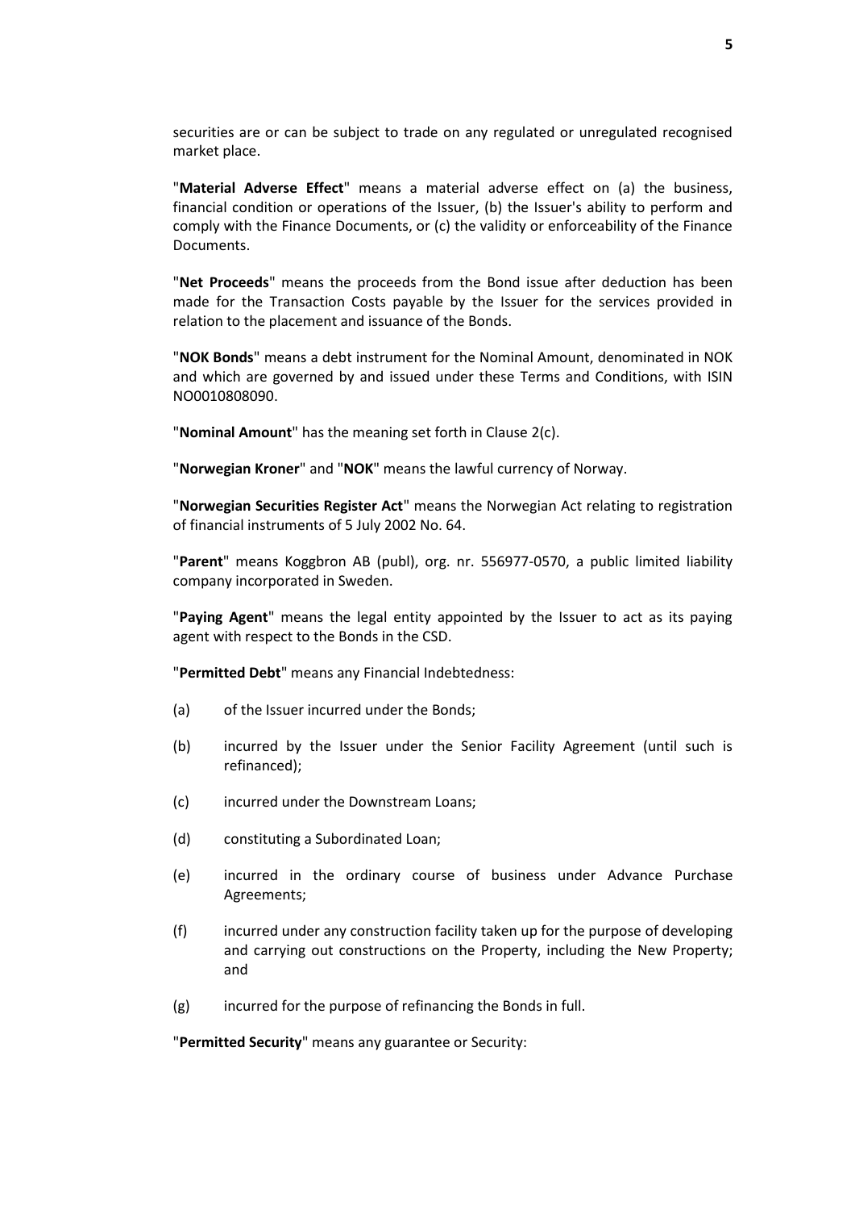securities are or can be subject to trade on any regulated or unregulated recognised market place.

"**Material Adverse Effect**" means a material adverse effect on (a) the business, financial condition or operations of the Issuer, (b) the Issuer's ability to perform and comply with the Finance Documents, or (c) the validity or enforceability of the Finance Documents.

"**Net Proceeds**" means the proceeds from the Bond issue after deduction has been made for the Transaction Costs payable by the Issuer for the services provided in relation to the placement and issuance of the Bonds.

"**NOK Bonds**" means a debt instrument for the Nominal Amount, denominated in NOK and which are governed by and issued under these Terms and Conditions, with ISIN NO0010808090.

"**Nominal Amount**" has the meaning set forth in Clause 2(c).

"**Norwegian Kroner**" and "**NOK**" means the lawful currency of Norway.

"**Norwegian Securities Register Act**" means the Norwegian Act relating to registration of financial instruments of 5 July 2002 No. 64.

"**Parent**" means Koggbron AB (publ), org. nr. 556977-0570, a public limited liability company incorporated in Sweden.

"**Paying Agent**" means the legal entity appointed by the Issuer to act as its paying agent with respect to the Bonds in the CSD.

"**Permitted Debt**" means any Financial Indebtedness:

(a) of the Issuer incurred under the Bonds;

(b) incurred by the Issuer under the Senior Facility Agreement (until such is refinanced);

(c) incurred under the Downstream Loans;

(d) constituting a Subordinated Loan;

(e) incurred in the ordinary course of business under Advance Purchase Agreements;

(f) incurred under any construction facility taken up for the purpose of developing and carrying out constructions on the Property, including the New Property; and

(g) incurred for the purpose of refinancing the Bonds in full.

"**Permitted Security**" means any guarantee or Security: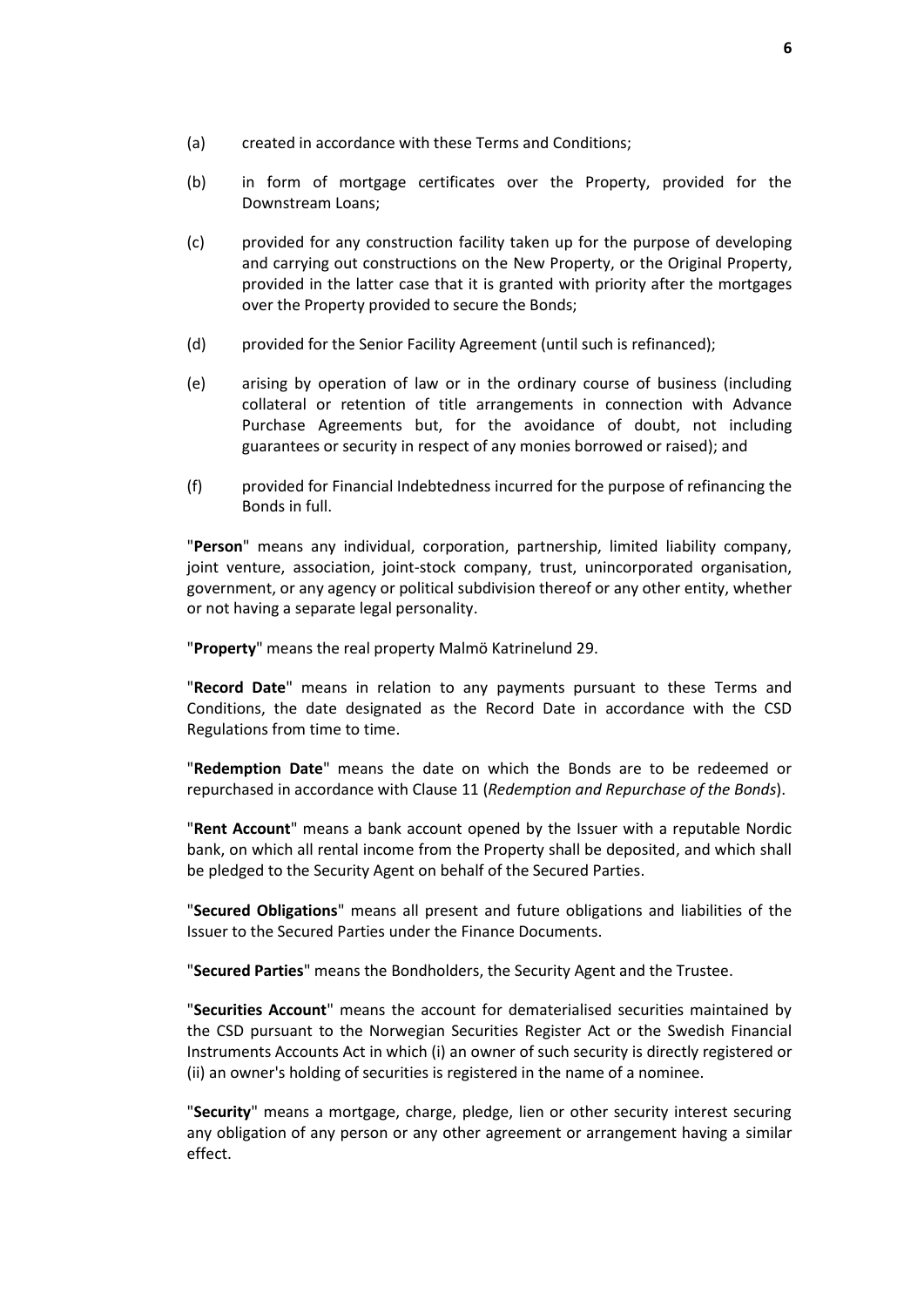(a) created in accordance with these Terms and Conditions;

(b) in form of mortgage certificates over the Property, provided for the Downstream Loans;

(c) provided for any construction facility taken up for the purpose of developing and carrying out constructions on the New Property, or the Original Property, provided in the latter case that it is granted with priority after the mortgages over the Property provided to secure the Bonds;

(d) provided for the Senior Facility Agreement (until such is refinanced);

(e) arising by operation of law or in the ordinary course of business (including collateral or retention of title arrangements in connection with Advance Purchase Agreements but, for the avoidance of doubt, not including guarantees or security in respect of any monies borrowed or raised); and

(f) provided for Financial Indebtedness incurred for the purpose of refinancing the Bonds in full.

"**Person**" means any individual, corporation, partnership, limited liability company, joint venture, association, joint-stock company, trust, unincorporated organisation, government, or any agency or political subdivision thereof or any other entity, whether or not having a separate legal personality.

"**Property**" means the real property Malmö Katrinelund 29.

"**Record Date**" means in relation to any payments pursuant to these Terms and Conditions, the date designated as the Record Date in accordance with the CSD Regulations from time to time.

"**Redemption Date**" means the date on which the Bonds are to be redeemed or repurchased in accordance with Clause 11 (*Redemption and Repurchase of the Bonds*).

"**Rent Account**" means a bank account opened by the Issuer with a reputable Nordic bank, on which all rental income from the Property shall be deposited, and which shall be pledged to the Security Agent on behalf of the Secured Parties.

"**Secured Obligations**" means all present and future obligations and liabilities of the Issuer to the Secured Parties under the Finance Documents.

"**Secured Parties**" means the Bondholders, the Security Agent and the Trustee.

"**Securities Account**" means the account for dematerialised securities maintained by the CSD pursuant to the Norwegian Securities Register Act or the Swedish Financial Instruments Accounts Act in which (i) an owner of such security is directly registered or (ii) an owner's holding of securities is registered in the name of a nominee.

"**Security**" means a mortgage, charge, pledge, lien or other security interest securing any obligation of any person or any other agreement or arrangement having a similar effect.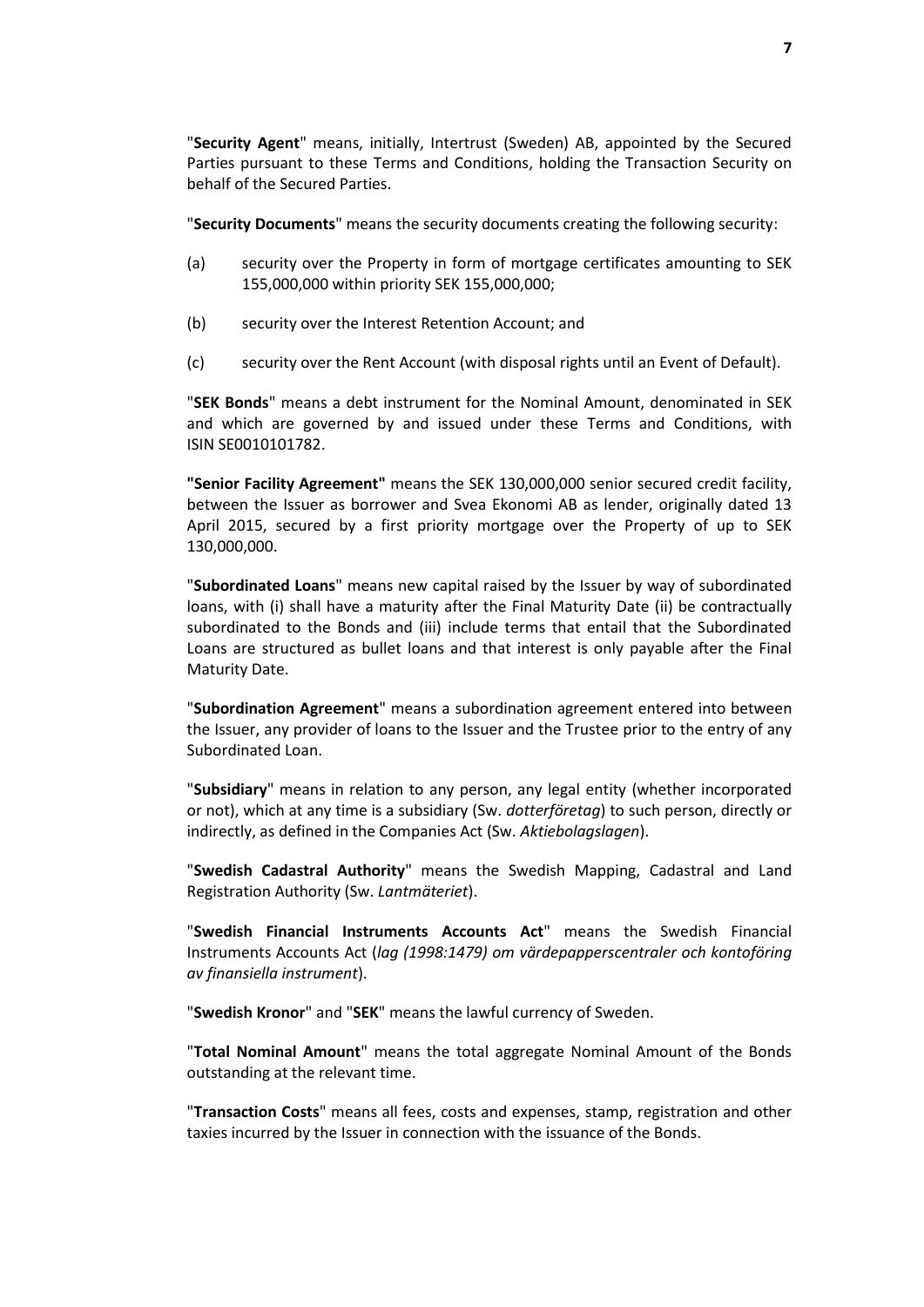"**Security Agent**" means, initially, Intertrust (Sweden) AB, appointed by the Secured Parties pursuant to these Terms and Conditions, holding the Transaction Security on behalf of the Secured Parties.

"**Security Documents**" means the security documents creating the following security:

(a) security over the Property in form of mortgage certificates amounting to SEK 155,000,000 within priority SEK 155,000,000;

(b) security over the Interest Retention Account; and

(c) security over the Rent Account (with disposal rights until an Event of Default).

"**SEK Bonds**" means a debt instrument for the Nominal Amount, denominated in SEK and which are governed by and issued under these Terms and Conditions, with ISIN SE0010101782.

**"Senior Facility Agreement"** means the SEK 130,000,000 senior secured credit facility, between the Issuer as borrower and Svea Ekonomi AB as lender, originally dated 13 April 2015, secured by a first priority mortgage over the Property of up to SEK 130,000,000.

"**Subordinated Loans**" means new capital raised by the Issuer by way of subordinated loans, with (i) shall have a maturity after the Final Maturity Date (ii) be contractually subordinated to the Bonds and (iii) include terms that entail that the Subordinated Loans are structured as bullet loans and that interest is only payable after the Final Maturity Date.

"**Subordination Agreement**" means a subordination agreement entered into between the Issuer, any provider of loans to the Issuer and the Trustee prior to the entry of any Subordinated Loan.

"**Subsidiary**" means in relation to any person, any legal entity (whether incorporated or not), which at any time is a subsidiary (Sw. *dotterföretag*) to such person, directly or indirectly, as defined in the Companies Act (Sw. *Aktiebolagslagen*).

"**Swedish Cadastral Authority**" means the Swedish Mapping, Cadastral and Land Registration Authority (Sw. *Lantmäteriet*).

"**Swedish Financial Instruments Accounts Act**" means the Swedish Financial Instruments Accounts Act (*lag (1998:1479) om värdepapperscentraler och kontoföring av finansiella instrument*).

"**Swedish Kronor**" and "**SEK**" means the lawful currency of Sweden.

"**Total Nominal Amount**" means the total aggregate Nominal Amount of the Bonds outstanding at the relevant time.

"**Transaction Costs**" means all fees, costs and expenses, stamp, registration and other taxies incurred by the Issuer in connection with the issuance of the Bonds.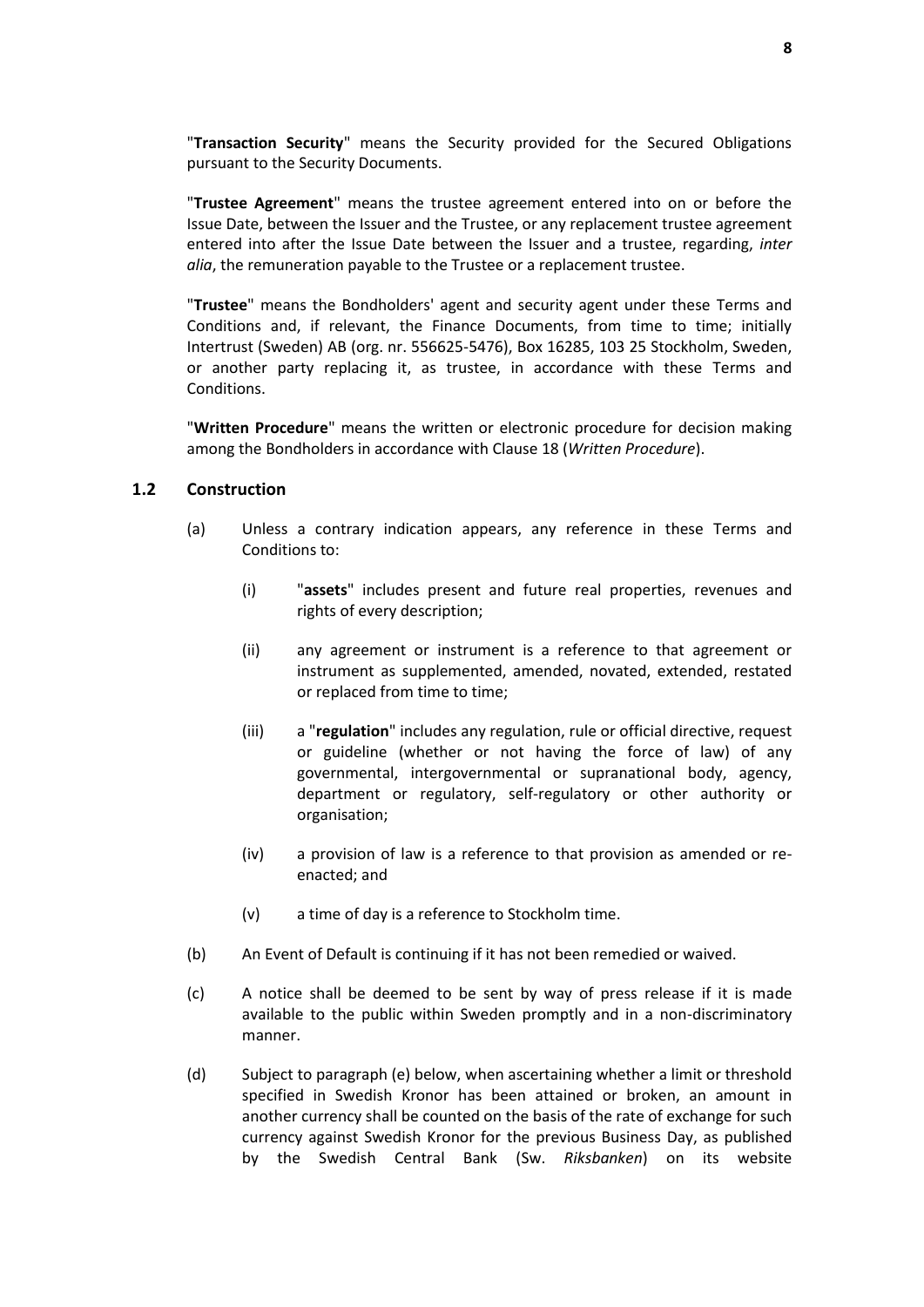"**Transaction Security**" means the Security provided for the Secured Obligations pursuant to the Security Documents.

"**Trustee Agreement**" means the trustee agreement entered into on or before the Issue Date, between the Issuer and the Trustee, or any replacement trustee agreement entered into after the Issue Date between the Issuer and a trustee, regarding, *inter alia*, the remuneration payable to the Trustee or a replacement trustee.

"**Trustee**" means the Bondholders' agent and security agent under these Terms and Conditions and, if relevant, the Finance Documents, from time to time; initially Intertrust (Sweden) AB (org. nr. 556625-5476), Box 16285, 103 25 Stockholm, Sweden, or another party replacing it, as trustee, in accordance with these Terms and Conditions.

"**Written Procedure**" means the written or electronic procedure for decision making among the Bondholders in accordance with Clause 18 (*Written Procedure*).

### 1.2 Construction

(a) Unless a contrary indication appears, any reference in these Terms and Conditions to:

(i) "**assets**" includes present and future real properties, revenues and rights of every description;

(ii) any agreement or instrument is a reference to that agreement or instrument as supplemented, amended, novated, extended, restated or replaced from time to time;

(iii) a "**regulation**" includes any regulation, rule or official directive, request or guideline (whether or not having the force of law) of any governmental, intergovernmental or supranational body, agency, department or regulatory, self-regulatory or other authority or organisation;

(iv) a provision of law is a reference to that provision as amended or re-enacted; and

(v) a time of day is a reference to Stockholm time.

(b) An Event of Default is continuing if it has not been remedied or waived.

(c) A notice shall be deemed to be sent by way of press release if it is made available to the public within Sweden promptly and in a non-discriminatory manner.

(d) Subject to paragraph (e) below, when ascertaining whether a limit or threshold specified in Swedish Kronor has been attained or broken, an amount in another currency shall be counted on the basis of the rate of exchange for such currency against Swedish Kronor for the previous Business Day, as published by the Swedish Central Bank (Sw. *Riksbanken*) on its website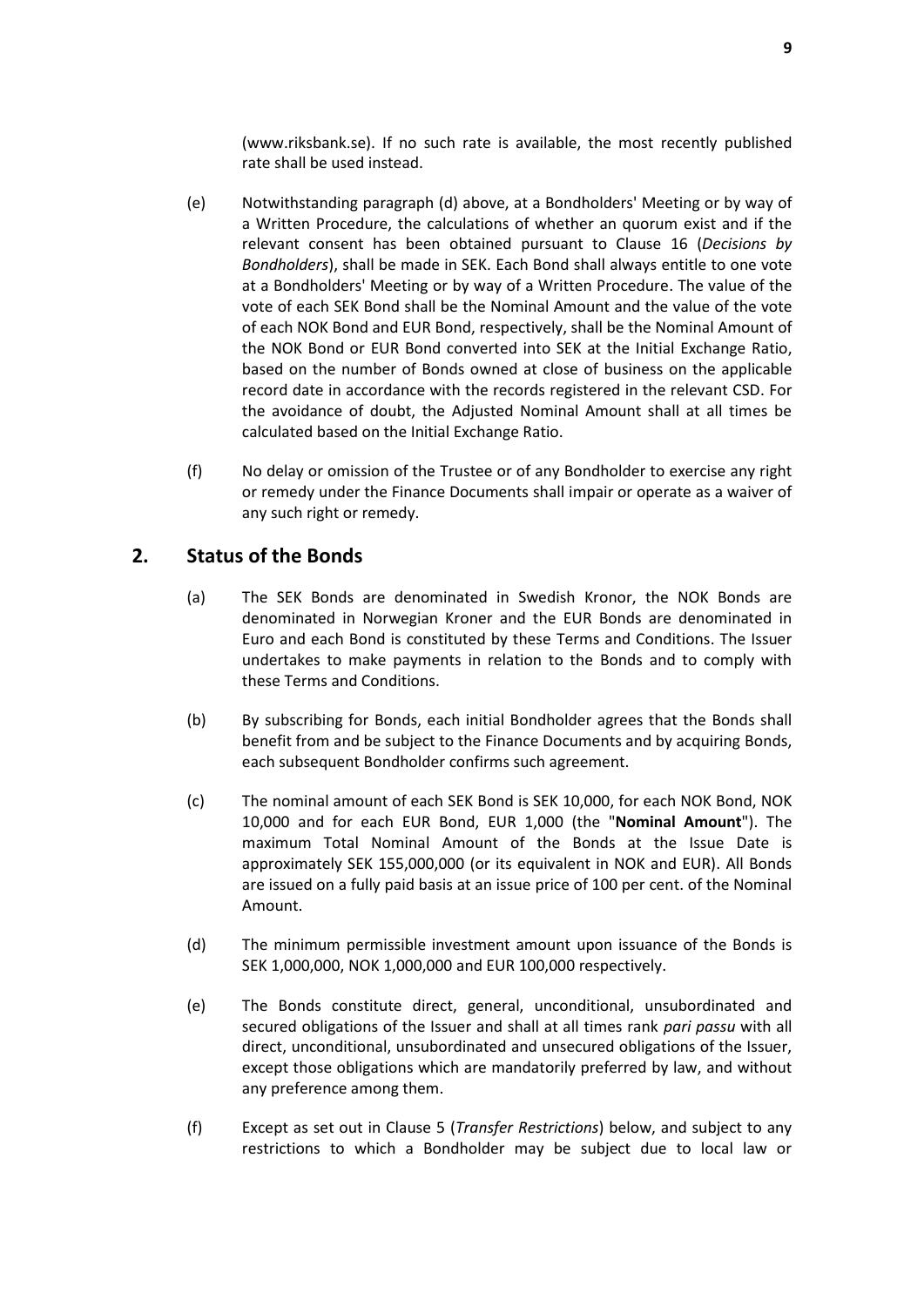(www.riksbank.se). If no such rate is available, the most recently published rate shall be used instead.

(e) Notwithstanding paragraph (d) above, at a Bondholders' Meeting or by way of a Written Procedure, the calculations of whether an quorum exist and if the relevant consent has been obtained pursuant to Clause 16 (*Decisions by Bondholders*), shall be made in SEK. Each Bond shall always entitle to one vote at a Bondholders' Meeting or by way of a Written Procedure. The value of the vote of each SEK Bond shall be the Nominal Amount and the value of the vote of each NOK Bond and EUR Bond, respectively, shall be the Nominal Amount of the NOK Bond or EUR Bond converted into SEK at the Initial Exchange Ratio, based on the number of Bonds owned at close of business on the applicable record date in accordance with the records registered in the relevant CSD. For the avoidance of doubt, the Adjusted Nominal Amount shall at all times be calculated based on the Initial Exchange Ratio.

(f) No delay or omission of the Trustee or of any Bondholder to exercise any right or remedy under the Finance Documents shall impair or operate as a waiver of any such right or remedy.

## 2. Status of the Bonds

(a) The SEK Bonds are denominated in Swedish Kronor, the NOK Bonds are denominated in Norwegian Kroner and the EUR Bonds are denominated in Euro and each Bond is constituted by these Terms and Conditions. The Issuer undertakes to make payments in relation to the Bonds and to comply with these Terms and Conditions.

(b) By subscribing for Bonds, each initial Bondholder agrees that the Bonds shall benefit from and be subject to the Finance Documents and by acquiring Bonds, each subsequent Bondholder confirms such agreement.

(c) The nominal amount of each SEK Bond is SEK 10,000, for each NOK Bond, NOK 10,000 and for each EUR Bond, EUR 1,000 (the "**Nominal Amount**"). The maximum Total Nominal Amount of the Bonds at the Issue Date is approximately SEK 155,000,000 (or its equivalent in NOK and EUR). All Bonds are issued on a fully paid basis at an issue price of 100 per cent. of the Nominal Amount.

(d) The minimum permissible investment amount upon issuance of the Bonds is SEK 1,000,000, NOK 1,000,000 and EUR 100,000 respectively.

(e) The Bonds constitute direct, general, unconditional, unsubordinated and secured obligations of the Issuer and shall at all times rank *pari passu* with all direct, unconditional, unsubordinated and unsecured obligations of the Issuer, except those obligations which are mandatorily preferred by law, and without any preference among them.

(f) Except as set out in Clause 5 (*Transfer Restrictions*) below, and subject to any restrictions to which a Bondholder may be subject due to local law or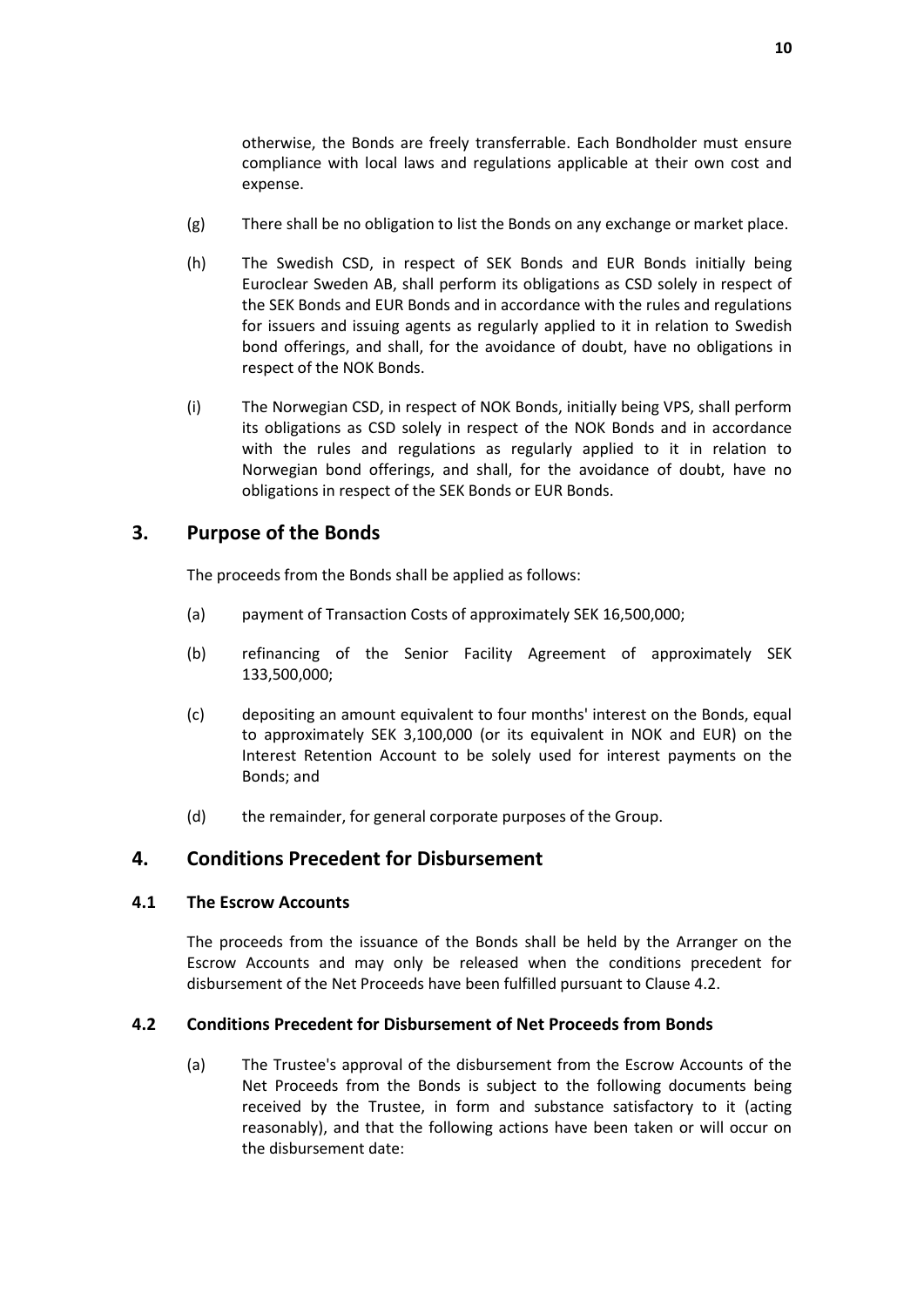otherwise, the Bonds are freely transferrable. Each Bondholder must ensure compliance with local laws and regulations applicable at their own cost and expense.

(g) There shall be no obligation to list the Bonds on any exchange or market place.

(h) The Swedish CSD, in respect of SEK Bonds and EUR Bonds initially being Euroclear Sweden AB, shall perform its obligations as CSD solely in respect of the SEK Bonds and EUR Bonds and in accordance with the rules and regulations for issuers and issuing agents as regularly applied to it in relation to Swedish bond offerings, and shall, for the avoidance of doubt, have no obligations in respect of the NOK Bonds.

(i) The Norwegian CSD, in respect of NOK Bonds, initially being VPS, shall perform its obligations as CSD solely in respect of the NOK Bonds and in accordance with the rules and regulations as regularly applied to it in relation to Norwegian bond offerings, and shall, for the avoidance of doubt, have no obligations in respect of the SEK Bonds or EUR Bonds.

## 3. Purpose of the Bonds

The proceeds from the Bonds shall be applied as follows:

(a) payment of Transaction Costs of approximately SEK 16,500,000;

(b) refinancing of the Senior Facility Agreement of approximately SEK 133,500,000;

(c) depositing an amount equivalent to four months' interest on the Bonds, equal to approximately SEK 3,100,000 (or its equivalent in NOK and EUR) on the Interest Retention Account to be solely used for interest payments on the Bonds; and

(d) the remainder, for general corporate purposes of the Group.

## 4. Conditions Precedent for Disbursement

### 4.1 The Escrow Accounts

The proceeds from the issuance of the Bonds shall be held by the Arranger on the Escrow Accounts and may only be released when the conditions precedent for disbursement of the Net Proceeds have been fulfilled pursuant to Clause 4.2.

### 4.2 Conditions Precedent for Disbursement of Net Proceeds from Bonds

(a) The Trustee's approval of the disbursement from the Escrow Accounts of the Net Proceeds from the Bonds is subject to the following documents being received by the Trustee, in form and substance satisfactory to it (acting reasonably), and that the following actions have been taken or will occur on the disbursement date: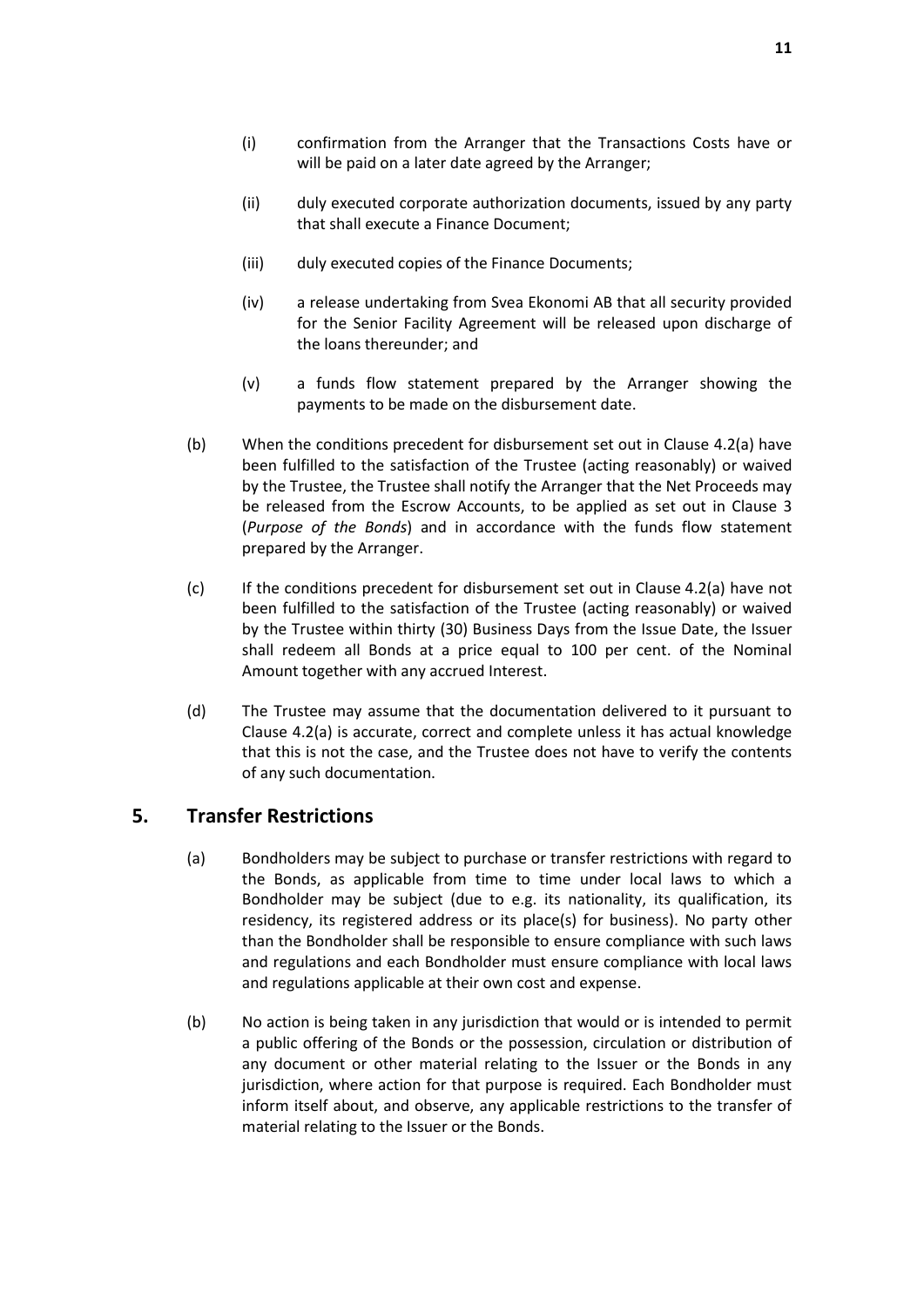(i) confirmation from the Arranger that the Transactions Costs have or will be paid on a later date agreed by the Arranger;

(ii) duly executed corporate authorization documents, issued by any party that shall execute a Finance Document;

(iii) duly executed copies of the Finance Documents;

(iv) a release undertaking from Svea Ekonomi AB that all security provided for the Senior Facility Agreement will be released upon discharge of the loans thereunder; and

(v) a funds flow statement prepared by the Arranger showing the payments to be made on the disbursement date.

(b) When the conditions precedent for disbursement set out in Clause 4.2(a) have been fulfilled to the satisfaction of the Trustee (acting reasonably) or waived by the Trustee, the Trustee shall notify the Arranger that the Net Proceeds may be released from the Escrow Accounts, to be applied as set out in Clause 3 (*Purpose of the Bonds*) and in accordance with the funds flow statement prepared by the Arranger.

(c) If the conditions precedent for disbursement set out in Clause 4.2(a) have not been fulfilled to the satisfaction of the Trustee (acting reasonably) or waived by the Trustee within thirty (30) Business Days from the Issue Date, the Issuer shall redeem all Bonds at a price equal to 100 per cent. of the Nominal Amount together with any accrued Interest.

(d) The Trustee may assume that the documentation delivered to it pursuant to Clause 4.2(a) is accurate, correct and complete unless it has actual knowledge that this is not the case, and the Trustee does not have to verify the contents of any such documentation.

## 5. Transfer Restrictions

(a) Bondholders may be subject to purchase or transfer restrictions with regard to the Bonds, as applicable from time to time under local laws to which a Bondholder may be subject (due to e.g. its nationality, its qualification, its residency, its registered address or its place(s) for business). No party other than the Bondholder shall be responsible to ensure compliance with such laws and regulations and each Bondholder must ensure compliance with local laws and regulations applicable at their own cost and expense.

(b) No action is being taken in any jurisdiction that would or is intended to permit a public offering of the Bonds or the possession, circulation or distribution of any document or other material relating to the Issuer or the Bonds in any jurisdiction, where action for that purpose is required. Each Bondholder must inform itself about, and observe, any applicable restrictions to the transfer of material relating to the Issuer or the Bonds.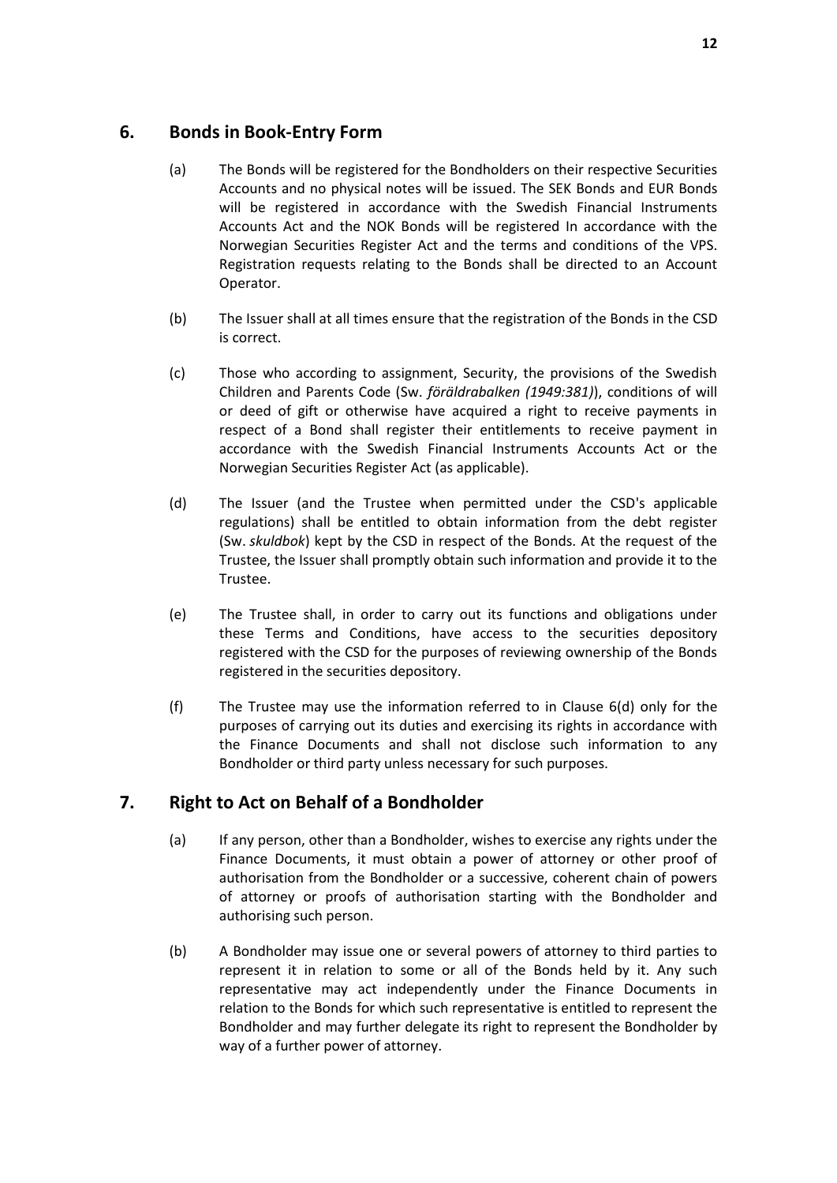## 6. Bonds in Book-Entry Form

(a) The Bonds will be registered for the Bondholders on their respective Securities Accounts and no physical notes will be issued. The SEK Bonds and EUR Bonds will be registered in accordance with the Swedish Financial Instruments Accounts Act and the NOK Bonds will be registered In accordance with the Norwegian Securities Register Act and the terms and conditions of the VPS. Registration requests relating to the Bonds shall be directed to an Account Operator.

(b) The Issuer shall at all times ensure that the registration of the Bonds in the CSD is correct.

(c) Those who according to assignment, Security, the provisions of the Swedish Children and Parents Code (Sw. *föräldrabalken (1949:381)*), conditions of will or deed of gift or otherwise have acquired a right to receive payments in respect of a Bond shall register their entitlements to receive payment in accordance with the Swedish Financial Instruments Accounts Act or the Norwegian Securities Register Act (as applicable).

(d) The Issuer (and the Trustee when permitted under the CSD's applicable regulations) shall be entitled to obtain information from the debt register (Sw. *skuldbok*) kept by the CSD in respect of the Bonds. At the request of the Trustee, the Issuer shall promptly obtain such information and provide it to the Trustee.

(e) The Trustee shall, in order to carry out its functions and obligations under these Terms and Conditions, have access to the securities depository registered with the CSD for the purposes of reviewing ownership of the Bonds registered in the securities depository.

(f) The Trustee may use the information referred to in Clause 6(d) only for the purposes of carrying out its duties and exercising its rights in accordance with the Finance Documents and shall not disclose such information to any Bondholder or third party unless necessary for such purposes.

## 7. Right to Act on Behalf of a Bondholder

(a) If any person, other than a Bondholder, wishes to exercise any rights under the Finance Documents, it must obtain a power of attorney or other proof of authorisation from the Bondholder or a successive, coherent chain of powers of attorney or proofs of authorisation starting with the Bondholder and authorising such person.

(b) A Bondholder may issue one or several powers of attorney to third parties to represent it in relation to some or all of the Bonds held by it. Any such representative may act independently under the Finance Documents in relation to the Bonds for which such representative is entitled to represent the Bondholder and may further delegate its right to represent the Bondholder by way of a further power of attorney.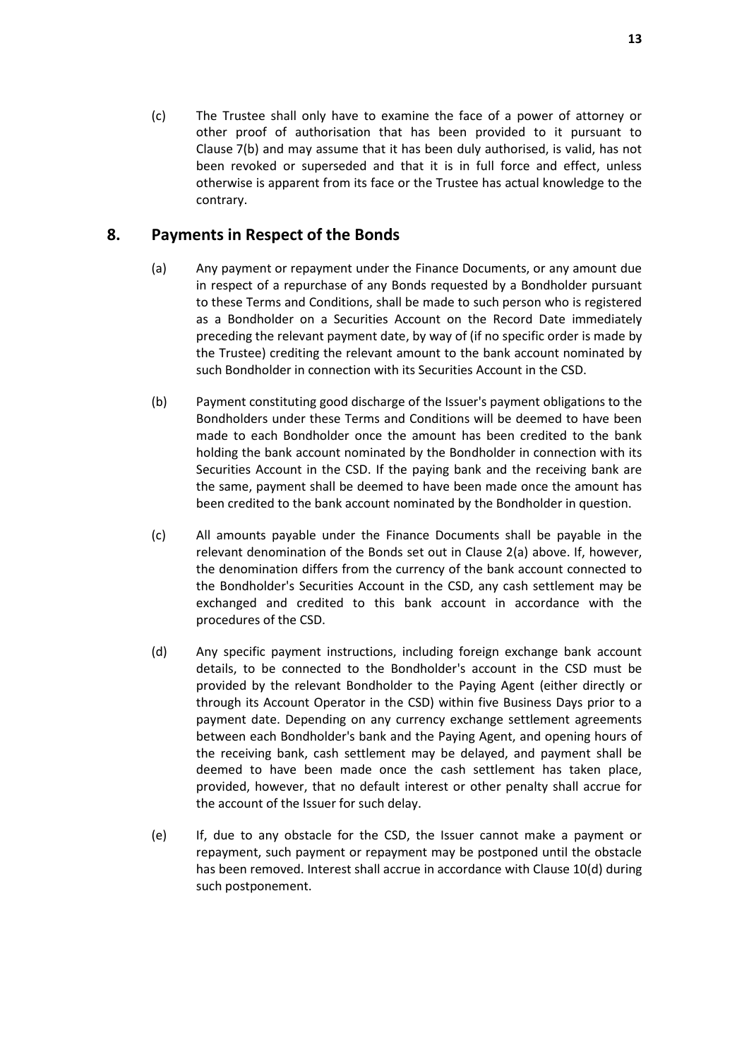(c) The Trustee shall only have to examine the face of a power of attorney or other proof of authorisation that has been provided to it pursuant to Clause 7(b) and may assume that it has been duly authorised, is valid, has not been revoked or superseded and that it is in full force and effect, unless otherwise is apparent from its face or the Trustee has actual knowledge to the contrary.

## 8. Payments in Respect of the Bonds

(a) Any payment or repayment under the Finance Documents, or any amount due in respect of a repurchase of any Bonds requested by a Bondholder pursuant to these Terms and Conditions, shall be made to such person who is registered as a Bondholder on a Securities Account on the Record Date immediately preceding the relevant payment date, by way of (if no specific order is made by the Trustee) crediting the relevant amount to the bank account nominated by such Bondholder in connection with its Securities Account in the CSD.

(b) Payment constituting good discharge of the Issuer's payment obligations to the Bondholders under these Terms and Conditions will be deemed to have been made to each Bondholder once the amount has been credited to the bank holding the bank account nominated by the Bondholder in connection with its Securities Account in the CSD. If the paying bank and the receiving bank are the same, payment shall be deemed to have been made once the amount has been credited to the bank account nominated by the Bondholder in question.

(c) All amounts payable under the Finance Documents shall be payable in the relevant denomination of the Bonds set out in Clause 2(a) above. If, however, the denomination differs from the currency of the bank account connected to the Bondholder's Securities Account in the CSD, any cash settlement may be exchanged and credited to this bank account in accordance with the procedures of the CSD.

(d) Any specific payment instructions, including foreign exchange bank account details, to be connected to the Bondholder's account in the CSD must be provided by the relevant Bondholder to the Paying Agent (either directly or through its Account Operator in the CSD) within five Business Days prior to a payment date. Depending on any currency exchange settlement agreements between each Bondholder's bank and the Paying Agent, and opening hours of the receiving bank, cash settlement may be delayed, and payment shall be deemed to have been made once the cash settlement has taken place, provided, however, that no default interest or other penalty shall accrue for the account of the Issuer for such delay.

(e) If, due to any obstacle for the CSD, the Issuer cannot make a payment or repayment, such payment or repayment may be postponed until the obstacle has been removed. Interest shall accrue in accordance with Clause 10(d) during such postponement.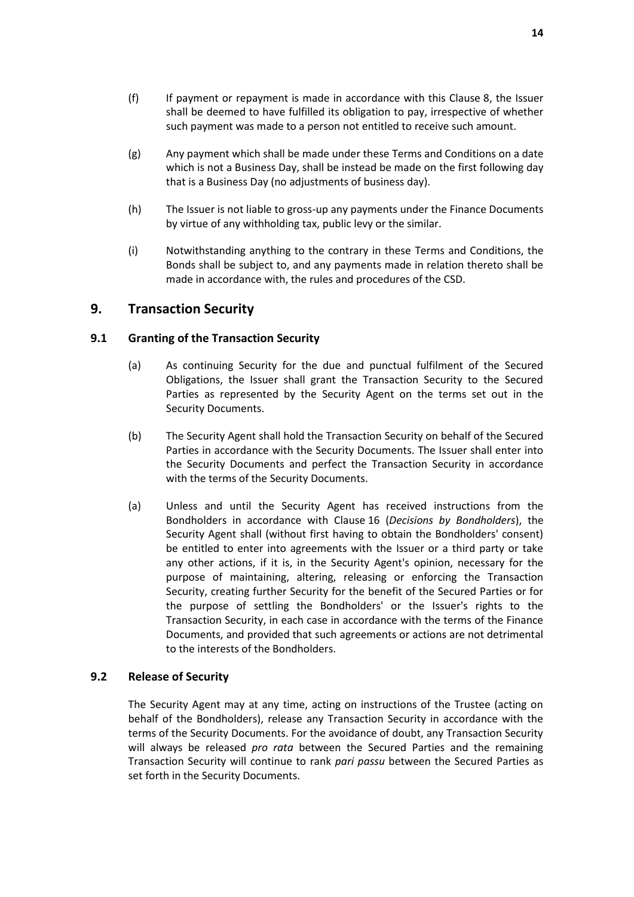(f) If payment or repayment is made in accordance with this Clause 8, the Issuer shall be deemed to have fulfilled its obligation to pay, irrespective of whether such payment was made to a person not entitled to receive such amount.

(g) Any payment which shall be made under these Terms and Conditions on a date which is not a Business Day, shall be instead be made on the first following day that is a Business Day (no adjustments of business day).

(h) The Issuer is not liable to gross-up any payments under the Finance Documents by virtue of any withholding tax, public levy or the similar.

(i) Notwithstanding anything to the contrary in these Terms and Conditions, the Bonds shall be subject to, and any payments made in relation thereto shall be made in accordance with, the rules and procedures of the CSD.

## 9. Transaction Security

### 9.1 Granting of the Transaction Security

(a) As continuing Security for the due and punctual fulfilment of the Secured Obligations, the Issuer shall grant the Transaction Security to the Secured Parties as represented by the Security Agent on the terms set out in the Security Documents.

(b) The Security Agent shall hold the Transaction Security on behalf of the Secured Parties in accordance with the Security Documents. The Issuer shall enter into the Security Documents and perfect the Transaction Security in accordance with the terms of the Security Documents.

(a) Unless and until the Security Agent has received instructions from the Bondholders in accordance with Clause 16 (*Decisions by Bondholders*), the Security Agent shall (without first having to obtain the Bondholders' consent) be entitled to enter into agreements with the Issuer or a third party or take any other actions, if it is, in the Security Agent's opinion, necessary for the purpose of maintaining, altering, releasing or enforcing the Transaction Security, creating further Security for the benefit of the Secured Parties or for the purpose of settling the Bondholders' or the Issuer's rights to the Transaction Security, in each case in accordance with the terms of the Finance Documents, and provided that such agreements or actions are not detrimental to the interests of the Bondholders.

### 9.2 Release of Security

The Security Agent may at any time, acting on instructions of the Trustee (acting on behalf of the Bondholders), release any Transaction Security in accordance with the terms of the Security Documents. For the avoidance of doubt, any Transaction Security will always be released *pro rata* between the Secured Parties and the remaining Transaction Security will continue to rank *pari passu* between the Secured Parties as set forth in the Security Documents.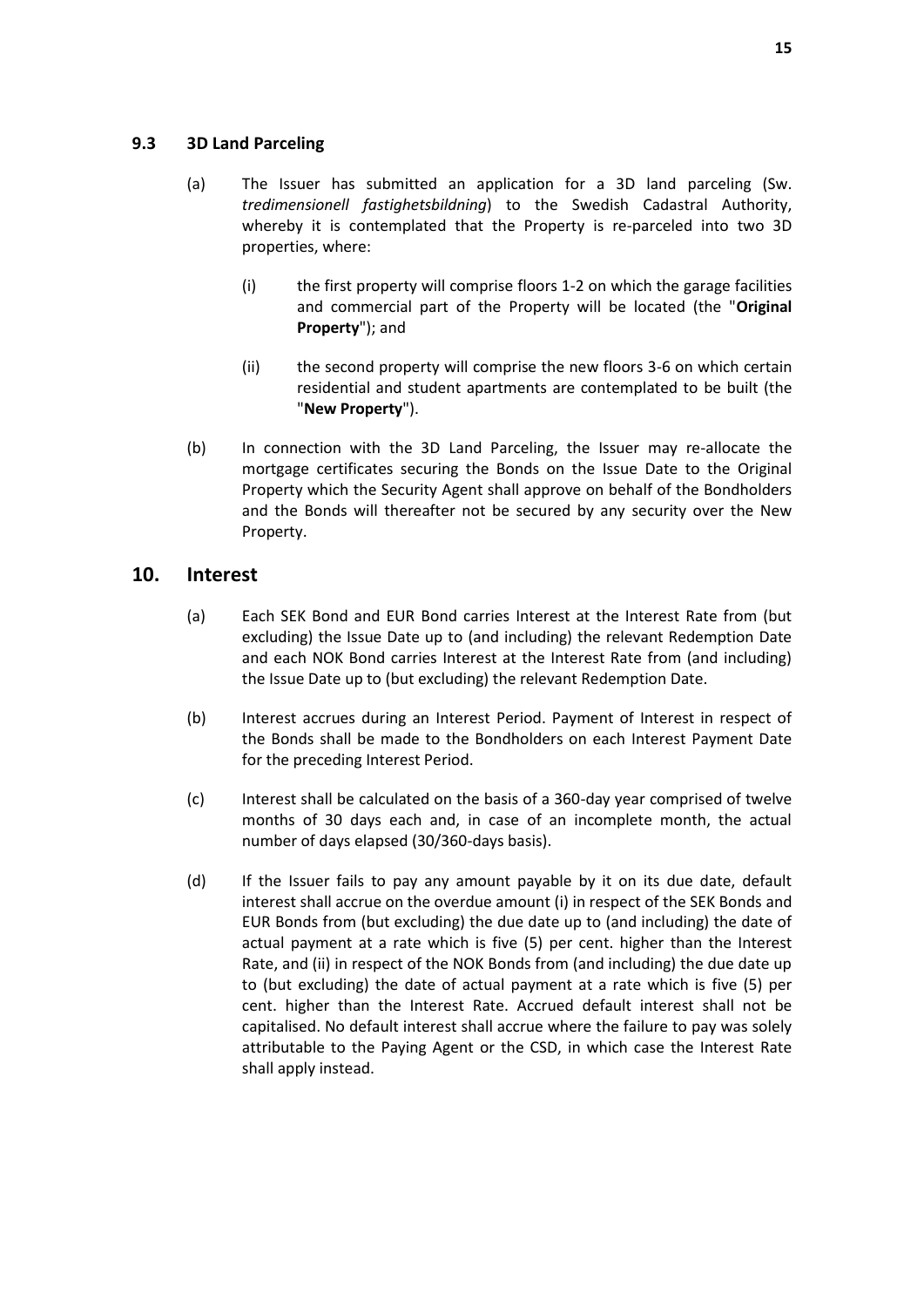### 9.3 3D Land Parceling

(a) The Issuer has submitted an application for a 3D land parceling (Sw. *tredimensionell fastighetsbildning*) to the Swedish Cadastral Authority, whereby it is contemplated that the Property is re-parceled into two 3D properties, where:

(i) the first property will comprise floors 1-2 on which the garage facilities and commercial part of the Property will be located (the "**Original Property**"); and

(ii) the second property will comprise the new floors 3-6 on which certain residential and student apartments are contemplated to be built (the "**New Property**").

(b) In connection with the 3D Land Parceling, the Issuer may re-allocate the mortgage certificates securing the Bonds on the Issue Date to the Original Property which the Security Agent shall approve on behalf of the Bondholders and the Bonds will thereafter not be secured by any security over the New Property.

## 10. Interest

(a) Each SEK Bond and EUR Bond carries Interest at the Interest Rate from (but excluding) the Issue Date up to (and including) the relevant Redemption Date and each NOK Bond carries Interest at the Interest Rate from (and including) the Issue Date up to (but excluding) the relevant Redemption Date.

(b) Interest accrues during an Interest Period. Payment of Interest in respect of the Bonds shall be made to the Bondholders on each Interest Payment Date for the preceding Interest Period.

(c) Interest shall be calculated on the basis of a 360-day year comprised of twelve months of 30 days each and, in case of an incomplete month, the actual number of days elapsed (30/360-days basis).

(d) If the Issuer fails to pay any amount payable by it on its due date, default interest shall accrue on the overdue amount (i) in respect of the SEK Bonds and EUR Bonds from (but excluding) the due date up to (and including) the date of actual payment at a rate which is five (5) per cent. higher than the Interest Rate, and (ii) in respect of the NOK Bonds from (and including) the due date up to (but excluding) the date of actual payment at a rate which is five (5) per cent. higher than the Interest Rate. Accrued default interest shall not be capitalised. No default interest shall accrue where the failure to pay was solely attributable to the Paying Agent or the CSD, in which case the Interest Rate shall apply instead.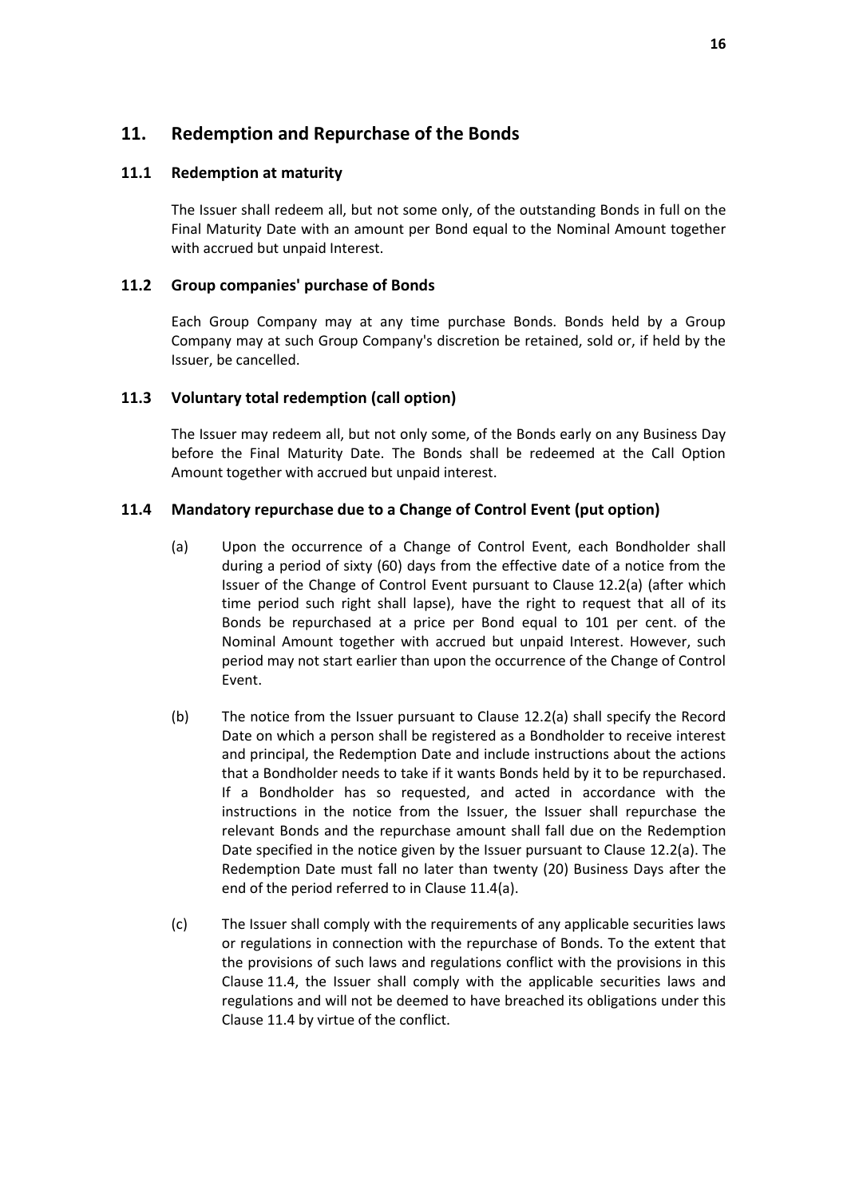## 11. Redemption and Repurchase of the Bonds

### 11.1 Redemption at maturity

The Issuer shall redeem all, but not some only, of the outstanding Bonds in full on the Final Maturity Date with an amount per Bond equal to the Nominal Amount together with accrued but unpaid Interest.

### 11.2 Group companies' purchase of Bonds

Each Group Company may at any time purchase Bonds. Bonds held by a Group Company may at such Group Company's discretion be retained, sold or, if held by the Issuer, be cancelled.

### 11.3 Voluntary total redemption (call option)

The Issuer may redeem all, but not only some, of the Bonds early on any Business Day before the Final Maturity Date. The Bonds shall be redeemed at the Call Option Amount together with accrued but unpaid interest.

### 11.4 Mandatory repurchase due to a Change of Control Event (put option)

(a) Upon the occurrence of a Change of Control Event, each Bondholder shall during a period of sixty (60) days from the effective date of a notice from the Issuer of the Change of Control Event pursuant to Clause 12.2(a) (after which time period such right shall lapse), have the right to request that all of its Bonds be repurchased at a price per Bond equal to 101 per cent. of the Nominal Amount together with accrued but unpaid Interest. However, such period may not start earlier than upon the occurrence of the Change of Control Event.

(b) The notice from the Issuer pursuant to Clause 12.2(a) shall specify the Record Date on which a person shall be registered as a Bondholder to receive interest and principal, the Redemption Date and include instructions about the actions that a Bondholder needs to take if it wants Bonds held by it to be repurchased. If a Bondholder has so requested, and acted in accordance with the instructions in the notice from the Issuer, the Issuer shall repurchase the relevant Bonds and the repurchase amount shall fall due on the Redemption Date specified in the notice given by the Issuer pursuant to Clause 12.2(a). The Redemption Date must fall no later than twenty (20) Business Days after the end of the period referred to in Clause 11.4(a).

(c) The Issuer shall comply with the requirements of any applicable securities laws or regulations in connection with the repurchase of Bonds. To the extent that the provisions of such laws and regulations conflict with the provisions in this Clause 11.4, the Issuer shall comply with the applicable securities laws and regulations and will not be deemed to have breached its obligations under this Clause 11.4 by virtue of the conflict.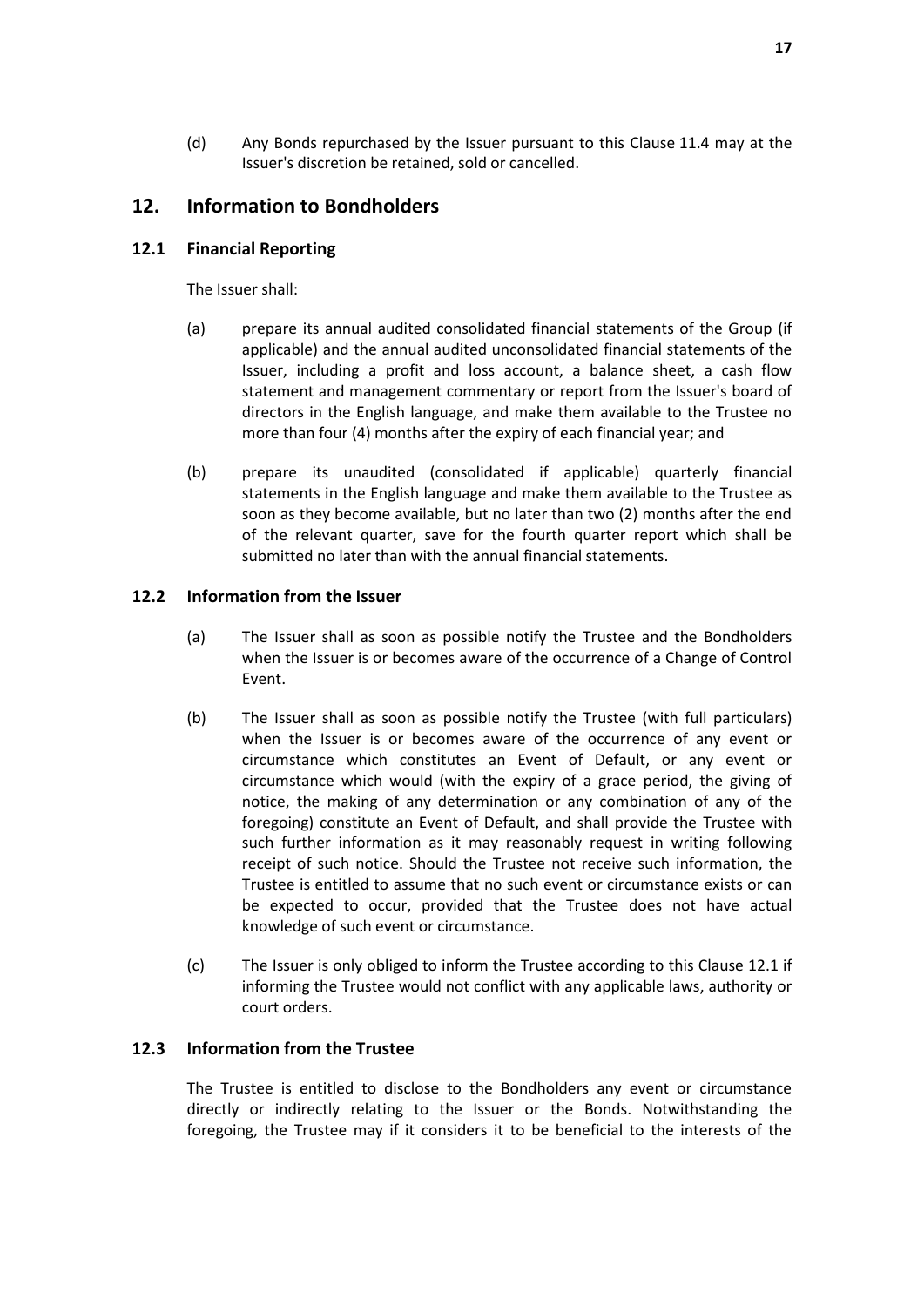(d) Any Bonds repurchased by the Issuer pursuant to this Clause 11.4 may at the Issuer's discretion be retained, sold or cancelled.

## 12. Information to Bondholders

### 12.1 Financial Reporting

The Issuer shall:

(a) prepare its annual audited consolidated financial statements of the Group (if applicable) and the annual audited unconsolidated financial statements of the Issuer, including a profit and loss account, a balance sheet, a cash flow statement and management commentary or report from the Issuer's board of directors in the English language, and make them available to the Trustee no more than four (4) months after the expiry of each financial year; and

(b) prepare its unaudited (consolidated if applicable) quarterly financial statements in the English language and make them available to the Trustee as soon as they become available, but no later than two (2) months after the end of the relevant quarter, save for the fourth quarter report which shall be submitted no later than with the annual financial statements.

### 12.2 Information from the Issuer

(a) The Issuer shall as soon as possible notify the Trustee and the Bondholders when the Issuer is or becomes aware of the occurrence of a Change of Control Event.

(b) The Issuer shall as soon as possible notify the Trustee (with full particulars) when the Issuer is or becomes aware of the occurrence of any event or circumstance which constitutes an Event of Default, or any event or circumstance which would (with the expiry of a grace period, the giving of notice, the making of any determination or any combination of any of the foregoing) constitute an Event of Default, and shall provide the Trustee with such further information as it may reasonably request in writing following receipt of such notice. Should the Trustee not receive such information, the Trustee is entitled to assume that no such event or circumstance exists or can be expected to occur, provided that the Trustee does not have actual knowledge of such event or circumstance.

(c) The Issuer is only obliged to inform the Trustee according to this Clause 12.1 if informing the Trustee would not conflict with any applicable laws, authority or court orders.

### 12.3 Information from the Trustee

The Trustee is entitled to disclose to the Bondholders any event or circumstance directly or indirectly relating to the Issuer or the Bonds. Notwithstanding the foregoing, the Trustee may if it considers it to be beneficial to the interests of the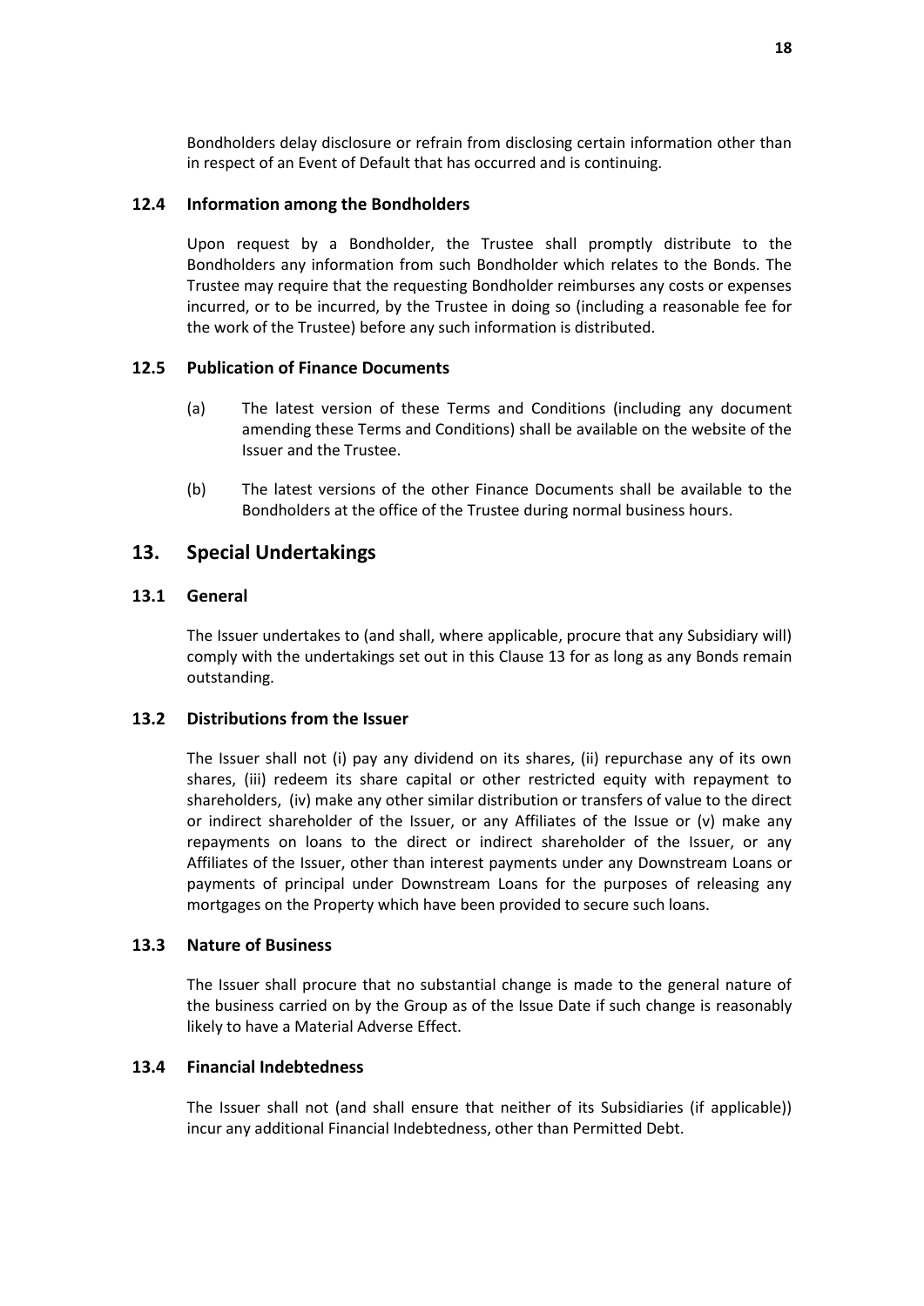Bondholders delay disclosure or refrain from disclosing certain information other than in respect of an Event of Default that has occurred and is continuing.

### 12.4 Information among the Bondholders

Upon request by a Bondholder, the Trustee shall promptly distribute to the Bondholders any information from such Bondholder which relates to the Bonds. The Trustee may require that the requesting Bondholder reimburses any costs or expenses incurred, or to be incurred, by the Trustee in doing so (including a reasonable fee for the work of the Trustee) before any such information is distributed.

### 12.5 Publication of Finance Documents

(a) The latest version of these Terms and Conditions (including any document amending these Terms and Conditions) shall be available on the website of the Issuer and the Trustee.

(b) The latest versions of the other Finance Documents shall be available to the Bondholders at the office of the Trustee during normal business hours.

## 13. Special Undertakings

### 13.1 General

The Issuer undertakes to (and shall, where applicable, procure that any Subsidiary will) comply with the undertakings set out in this Clause 13 for as long as any Bonds remain outstanding.

### 13.2 Distributions from the Issuer

The Issuer shall not (i) pay any dividend on its shares, (ii) repurchase any of its own shares, (iii) redeem its share capital or other restricted equity with repayment to shareholders, (iv) make any other similar distribution or transfers of value to the direct or indirect shareholder of the Issuer, or any Affiliates of the Issue or (v) make any repayments on loans to the direct or indirect shareholder of the Issuer, or any Affiliates of the Issuer, other than interest payments under any Downstream Loans or payments of principal under Downstream Loans for the purposes of releasing any mortgages on the Property which have been provided to secure such loans.

### 13.3 Nature of Business

The Issuer shall procure that no substantial change is made to the general nature of the business carried on by the Group as of the Issue Date if such change is reasonably likely to have a Material Adverse Effect.

### 13.4 Financial Indebtedness

The Issuer shall not (and shall ensure that neither of its Subsidiaries (if applicable)) incur any additional Financial Indebtedness, other than Permitted Debt.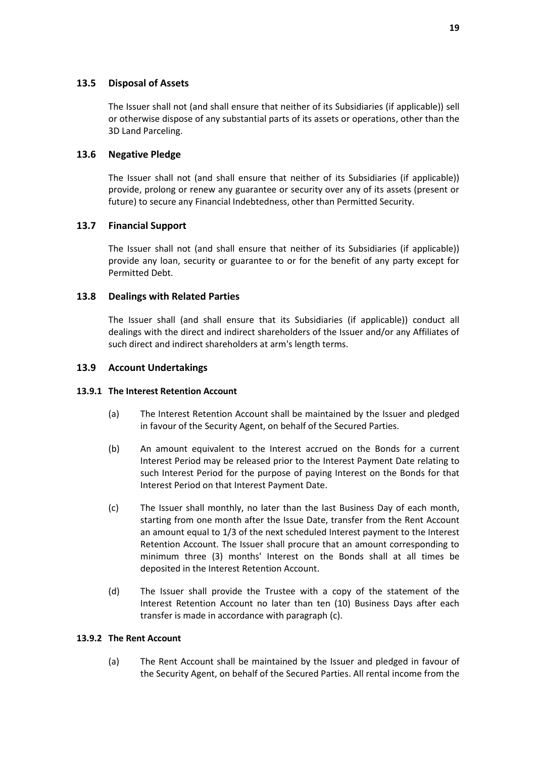### 13.5 Disposal of Assets

The Issuer shall not (and shall ensure that neither of its Subsidiaries (if applicable)) sell or otherwise dispose of any substantial parts of its assets or operations, other than the 3D Land Parceling.

### 13.6 Negative Pledge

The Issuer shall not (and shall ensure that neither of its Subsidiaries (if applicable)) provide, prolong or renew any guarantee or security over any of its assets (present or future) to secure any Financial Indebtedness, other than Permitted Security.

### 13.7 Financial Support

The Issuer shall not (and shall ensure that neither of its Subsidiaries (if applicable)) provide any loan, security or guarantee to or for the benefit of any party except for Permitted Debt.

### 13.8 Dealings with Related Parties

The Issuer shall (and shall ensure that its Subsidiaries (if applicable)) conduct all dealings with the direct and indirect shareholders of the Issuer and/or any Affiliates of such direct and indirect shareholders at arm's length terms.

### 13.9 Account Undertakings

#### 13.9.1 The Interest Retention Account

(a) The Interest Retention Account shall be maintained by the Issuer and pledged in favour of the Security Agent, on behalf of the Secured Parties.

(b) An amount equivalent to the Interest accrued on the Bonds for a current Interest Period may be released prior to the Interest Payment Date relating to such Interest Period for the purpose of paying Interest on the Bonds for that Interest Period on that Interest Payment Date.

(c) The Issuer shall monthly, no later than the last Business Day of each month, starting from one month after the Issue Date, transfer from the Rent Account an amount equal to 1/3 of the next scheduled Interest payment to the Interest Retention Account. The Issuer shall procure that an amount corresponding to minimum three (3) months' Interest on the Bonds shall at all times be deposited in the Interest Retention Account.

(d) The Issuer shall provide the Trustee with a copy of the statement of the Interest Retention Account no later than ten (10) Business Days after each transfer is made in accordance with paragraph (c).

#### 13.9.2 The Rent Account

(a) The Rent Account shall be maintained by the Issuer and pledged in favour of the Security Agent, on behalf of the Secured Parties. All rental income from the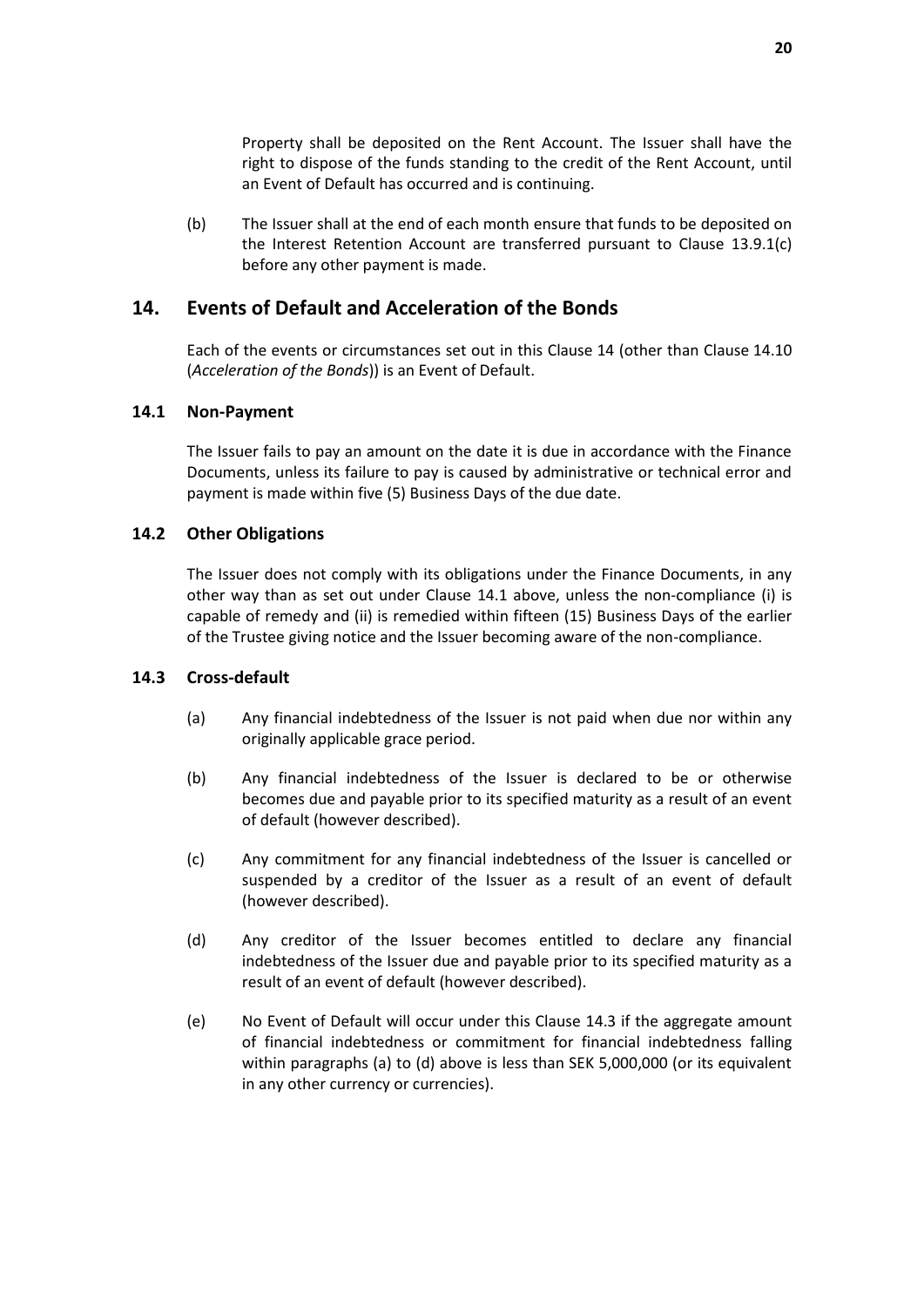Property shall be deposited on the Rent Account. The Issuer shall have the right to dispose of the funds standing to the credit of the Rent Account, until an Event of Default has occurred and is continuing.

(b) The Issuer shall at the end of each month ensure that funds to be deposited on the Interest Retention Account are transferred pursuant to Clause 13.9.1(c) before any other payment is made.

## 14. Events of Default and Acceleration of the Bonds

Each of the events or circumstances set out in this Clause 14 (other than Clause 14.10 (*Acceleration of the Bonds*)) is an Event of Default.

### 14.1 Non-Payment

The Issuer fails to pay an amount on the date it is due in accordance with the Finance Documents, unless its failure to pay is caused by administrative or technical error and payment is made within five (5) Business Days of the due date.

### 14.2 Other Obligations

The Issuer does not comply with its obligations under the Finance Documents, in any other way than as set out under Clause 14.1 above, unless the non-compliance (i) is capable of remedy and (ii) is remedied within fifteen (15) Business Days of the earlier of the Trustee giving notice and the Issuer becoming aware of the non-compliance.

### 14.3 Cross-default

(a) Any financial indebtedness of the Issuer is not paid when due nor within any originally applicable grace period.

(b) Any financial indebtedness of the Issuer is declared to be or otherwise becomes due and payable prior to its specified maturity as a result of an event of default (however described).

(c) Any commitment for any financial indebtedness of the Issuer is cancelled or suspended by a creditor of the Issuer as a result of an event of default (however described).

(d) Any creditor of the Issuer becomes entitled to declare any financial indebtedness of the Issuer due and payable prior to its specified maturity as a result of an event of default (however described).

(e) No Event of Default will occur under this Clause 14.3 if the aggregate amount of financial indebtedness or commitment for financial indebtedness falling within paragraphs (a) to (d) above is less than SEK 5,000,000 (or its equivalent in any other currency or currencies).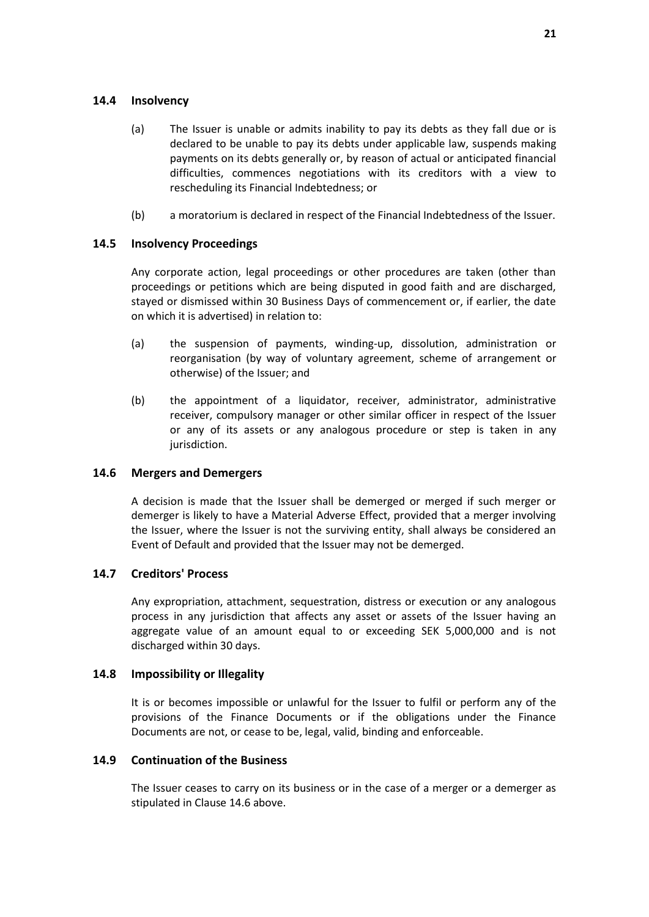### 14.4 Insolvency

(a) The Issuer is unable or admits inability to pay its debts as they fall due or is declared to be unable to pay its debts under applicable law, suspends making payments on its debts generally or, by reason of actual or anticipated financial difficulties, commences negotiations with its creditors with a view to rescheduling its Financial Indebtedness; or

(b) a moratorium is declared in respect of the Financial Indebtedness of the Issuer.

### 14.5 Insolvency Proceedings

Any corporate action, legal proceedings or other procedures are taken (other than proceedings or petitions which are being disputed in good faith and are discharged, stayed or dismissed within 30 Business Days of commencement or, if earlier, the date on which it is advertised) in relation to:

(a) the suspension of payments, winding-up, dissolution, administration or reorganisation (by way of voluntary agreement, scheme of arrangement or otherwise) of the Issuer; and

(b) the appointment of a liquidator, receiver, administrator, administrative receiver, compulsory manager or other similar officer in respect of the Issuer or any of its assets or any analogous procedure or step is taken in any jurisdiction.

### 14.6 Mergers and Demergers

A decision is made that the Issuer shall be demerged or merged if such merger or demerger is likely to have a Material Adverse Effect, provided that a merger involving the Issuer, where the Issuer is not the surviving entity, shall always be considered an Event of Default and provided that the Issuer may not be demerged.

### 14.7 Creditors' Process

Any expropriation, attachment, sequestration, distress or execution or any analogous process in any jurisdiction that affects any asset or assets of the Issuer having an aggregate value of an amount equal to or exceeding SEK 5,000,000 and is not discharged within 30 days.

### 14.8 Impossibility or Illegality

It is or becomes impossible or unlawful for the Issuer to fulfil or perform any of the provisions of the Finance Documents or if the obligations under the Finance Documents are not, or cease to be, legal, valid, binding and enforceable.

### 14.9 Continuation of the Business

The Issuer ceases to carry on its business or in the case of a merger or a demerger as stipulated in Clause 14.6 above.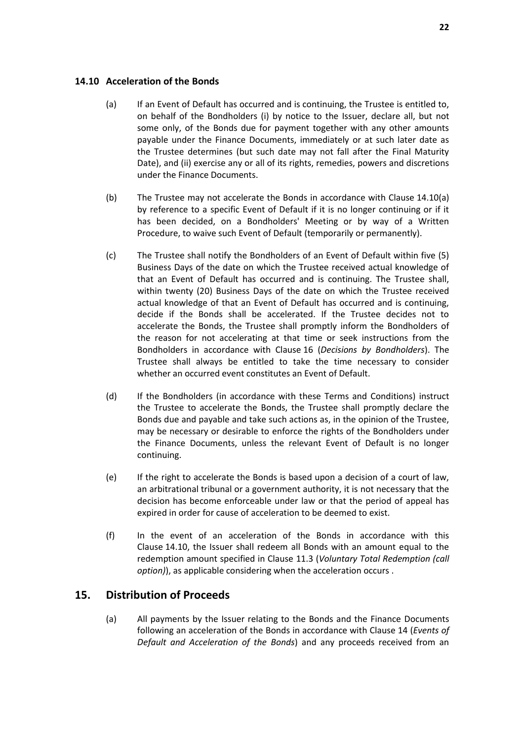### 14.10 Acceleration of the Bonds

(a) If an Event of Default has occurred and is continuing, the Trustee is entitled to, on behalf of the Bondholders (i) by notice to the Issuer, declare all, but not some only, of the Bonds due for payment together with any other amounts payable under the Finance Documents, immediately or at such later date as the Trustee determines (but such date may not fall after the Final Maturity Date), and (ii) exercise any or all of its rights, remedies, powers and discretions under the Finance Documents.

(b) The Trustee may not accelerate the Bonds in accordance with Clause 14.10(a) by reference to a specific Event of Default if it is no longer continuing or if it has been decided, on a Bondholders' Meeting or by way of a Written Procedure, to waive such Event of Default (temporarily or permanently).

(c) The Trustee shall notify the Bondholders of an Event of Default within five (5) Business Days of the date on which the Trustee received actual knowledge of that an Event of Default has occurred and is continuing. The Trustee shall, within twenty (20) Business Days of the date on which the Trustee received actual knowledge of that an Event of Default has occurred and is continuing, decide if the Bonds shall be accelerated. If the Trustee decides not to accelerate the Bonds, the Trustee shall promptly inform the Bondholders of the reason for not accelerating at that time or seek instructions from the Bondholders in accordance with Clause 16 (*Decisions by Bondholders*). The Trustee shall always be entitled to take the time necessary to consider whether an occurred event constitutes an Event of Default.

(d) If the Bondholders (in accordance with these Terms and Conditions) instruct the Trustee to accelerate the Bonds, the Trustee shall promptly declare the Bonds due and payable and take such actions as, in the opinion of the Trustee, may be necessary or desirable to enforce the rights of the Bondholders under the Finance Documents, unless the relevant Event of Default is no longer continuing.

(e) If the right to accelerate the Bonds is based upon a decision of a court of law, an arbitrational tribunal or a government authority, it is not necessary that the decision has become enforceable under law or that the period of appeal has expired in order for cause of acceleration to be deemed to exist.

(f) In the event of an acceleration of the Bonds in accordance with this Clause 14.10, the Issuer shall redeem all Bonds with an amount equal to the redemption amount specified in Clause 11.3 (*Voluntary Total Redemption (call option)*), as applicable considering when the acceleration occurs .

## 15. Distribution of Proceeds

(a) All payments by the Issuer relating to the Bonds and the Finance Documents following an acceleration of the Bonds in accordance with Clause 14 (*Events of Default and Acceleration of the Bonds*) and any proceeds received from an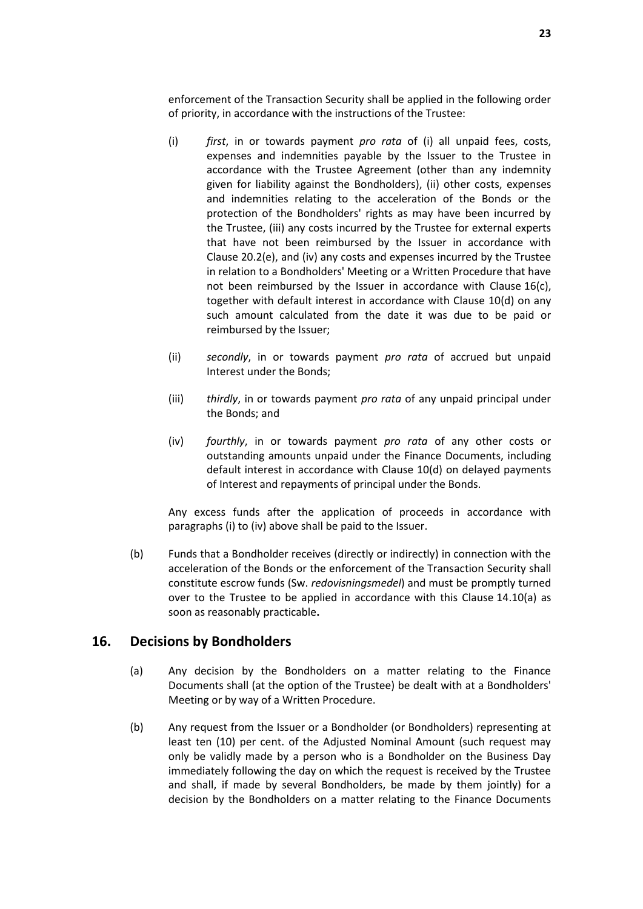enforcement of the Transaction Security shall be applied in the following order of priority, in accordance with the instructions of the Trustee:

(i) *first*, in or towards payment *pro rata* of (i) all unpaid fees, costs, expenses and indemnities payable by the Issuer to the Trustee in accordance with the Trustee Agreement (other than any indemnity given for liability against the Bondholders), (ii) other costs, expenses and indemnities relating to the acceleration of the Bonds or the protection of the Bondholders' rights as may have been incurred by the Trustee, (iii) any costs incurred by the Trustee for external experts that have not been reimbursed by the Issuer in accordance with Clause 20.2(e), and (iv) any costs and expenses incurred by the Trustee in relation to a Bondholders' Meeting or a Written Procedure that have not been reimbursed by the Issuer in accordance with Clause 16(c), together with default interest in accordance with Clause 10(d) on any such amount calculated from the date it was due to be paid or reimbursed by the Issuer;

(ii) *secondly*, in or towards payment *pro rata* of accrued but unpaid Interest under the Bonds;

(iii) *thirdly*, in or towards payment *pro rata* of any unpaid principal under the Bonds; and

(iv) *fourthly*, in or towards payment *pro rata* of any other costs or outstanding amounts unpaid under the Finance Documents, including default interest in accordance with Clause 10(d) on delayed payments of Interest and repayments of principal under the Bonds.

Any excess funds after the application of proceeds in accordance with paragraphs (i) to (iv) above shall be paid to the Issuer.

(b) Funds that a Bondholder receives (directly or indirectly) in connection with the acceleration of the Bonds or the enforcement of the Transaction Security shall constitute escrow funds (Sw. *redovisningsmedel*) and must be promptly turned over to the Trustee to be applied in accordance with this Clause 14.10(a) as soon as reasonably practicable**.**

## 16. Decisions by Bondholders

(a) Any decision by the Bondholders on a matter relating to the Finance Documents shall (at the option of the Trustee) be dealt with at a Bondholders' Meeting or by way of a Written Procedure.

(b) Any request from the Issuer or a Bondholder (or Bondholders) representing at least ten (10) per cent. of the Adjusted Nominal Amount (such request may only be validly made by a person who is a Bondholder on the Business Day immediately following the day on which the request is received by the Trustee and shall, if made by several Bondholders, be made by them jointly) for a decision by the Bondholders on a matter relating to the Finance Documents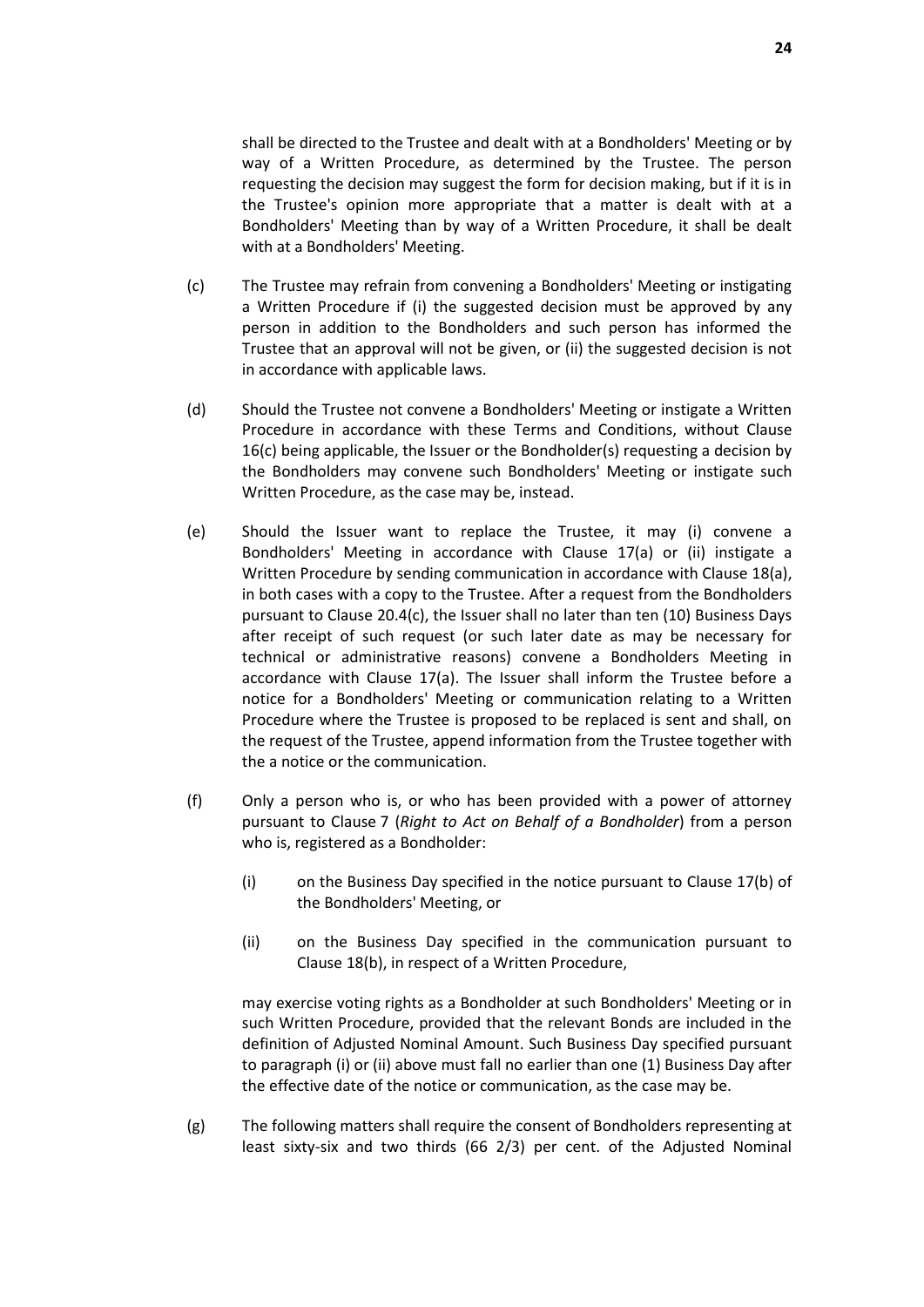shall be directed to the Trustee and dealt with at a Bondholders' Meeting or by way of a Written Procedure, as determined by the Trustee. The person requesting the decision may suggest the form for decision making, but if it is in the Trustee's opinion more appropriate that a matter is dealt with at a Bondholders' Meeting than by way of a Written Procedure, it shall be dealt with at a Bondholders' Meeting.

(c) The Trustee may refrain from convening a Bondholders' Meeting or instigating a Written Procedure if (i) the suggested decision must be approved by any person in addition to the Bondholders and such person has informed the Trustee that an approval will not be given, or (ii) the suggested decision is not in accordance with applicable laws.

(d) Should the Trustee not convene a Bondholders' Meeting or instigate a Written Procedure in accordance with these Terms and Conditions, without Clause 16(c) being applicable, the Issuer or the Bondholder(s) requesting a decision by the Bondholders may convene such Bondholders' Meeting or instigate such Written Procedure, as the case may be, instead.

(e) Should the Issuer want to replace the Trustee, it may (i) convene a Bondholders' Meeting in accordance with Clause 17(a) or (ii) instigate a Written Procedure by sending communication in accordance with Clause 18(a), in both cases with a copy to the Trustee. After a request from the Bondholders pursuant to Clause 20.4(c), the Issuer shall no later than ten (10) Business Days after receipt of such request (or such later date as may be necessary for technical or administrative reasons) convene a Bondholders Meeting in accordance with Clause 17(a). The Issuer shall inform the Trustee before a notice for a Bondholders' Meeting or communication relating to a Written Procedure where the Trustee is proposed to be replaced is sent and shall, on the request of the Trustee, append information from the Trustee together with the a notice or the communication.

(f) Only a person who is, or who has been provided with a power of attorney pursuant to Clause 7 (*Right to Act on Behalf of a Bondholder*) from a person who is, registered as a Bondholder:

  (i) on the Business Day specified in the notice pursuant to Clause 17(b) of the Bondholders' Meeting, or

  (ii) on the Business Day specified in the communication pursuant to Clause 18(b), in respect of a Written Procedure,

may exercise voting rights as a Bondholder at such Bondholders' Meeting or in such Written Procedure, provided that the relevant Bonds are included in the definition of Adjusted Nominal Amount. Such Business Day specified pursuant to paragraph (i) or (ii) above must fall no earlier than one (1) Business Day after the effective date of the notice or communication, as the case may be.

(g) The following matters shall require the consent of Bondholders representing at least sixty-six and two thirds (66 2/3) per cent. of the Adjusted Nominal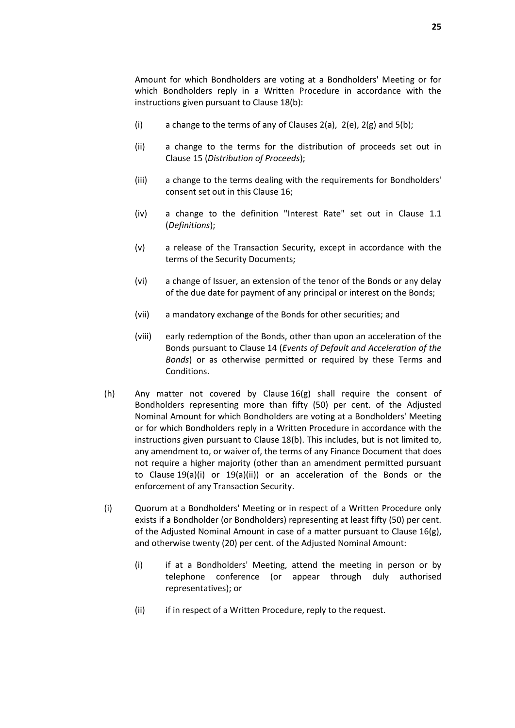Amount for which Bondholders are voting at a Bondholders' Meeting or for which Bondholders reply in a Written Procedure in accordance with the instructions given pursuant to Clause 18(b):

(i) a change to the terms of any of Clauses 2(a), 2(e), 2(g) and 5(b);

(ii) a change to the terms for the distribution of proceeds set out in Clause 15 (*Distribution of Proceeds*);

(iii) a change to the terms dealing with the requirements for Bondholders' consent set out in this Clause 16;

(iv) a change to the definition "Interest Rate" set out in Clause 1.1 (*Definitions*);

(v) a release of the Transaction Security, except in accordance with the terms of the Security Documents;

(vi) a change of Issuer, an extension of the tenor of the Bonds or any delay of the due date for payment of any principal or interest on the Bonds;

(vii) a mandatory exchange of the Bonds for other securities; and

(viii) early redemption of the Bonds, other than upon an acceleration of the Bonds pursuant to Clause 14 (*Events of Default and Acceleration of the Bonds*) or as otherwise permitted or required by these Terms and Conditions.

(h) Any matter not covered by Clause 16(g) shall require the consent of Bondholders representing more than fifty (50) per cent. of the Adjusted Nominal Amount for which Bondholders are voting at a Bondholders' Meeting or for which Bondholders reply in a Written Procedure in accordance with the instructions given pursuant to Clause 18(b). This includes, but is not limited to, any amendment to, or waiver of, the terms of any Finance Document that does not require a higher majority (other than an amendment permitted pursuant to Clause 19(a)(i) or 19(a)(ii)) or an acceleration of the Bonds or the enforcement of any Transaction Security.

(i) Quorum at a Bondholders' Meeting or in respect of a Written Procedure only exists if a Bondholder (or Bondholders) representing at least fifty (50) per cent. of the Adjusted Nominal Amount in case of a matter pursuant to Clause 16(g), and otherwise twenty (20) per cent. of the Adjusted Nominal Amount:

(i) if at a Bondholders' Meeting, attend the meeting in person or by telephone conference (or appear through duly authorised representatives); or

(ii) if in respect of a Written Procedure, reply to the request.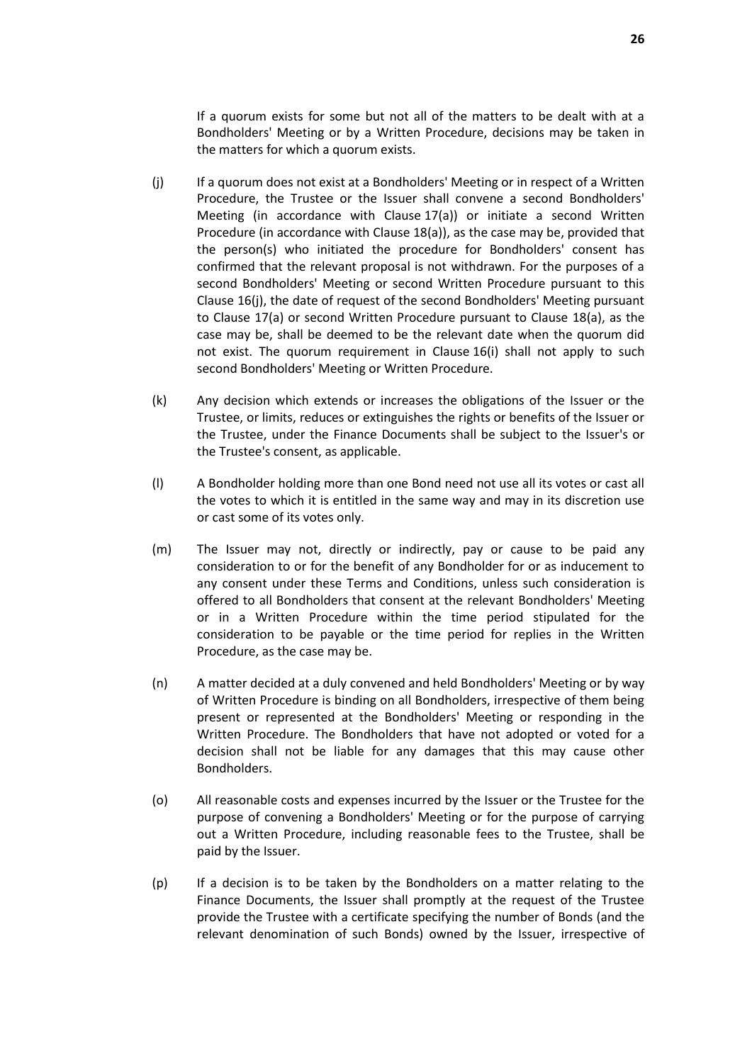If a quorum exists for some but not all of the matters to be dealt with at a Bondholders' Meeting or by a Written Procedure, decisions may be taken in the matters for which a quorum exists.

(j) If a quorum does not exist at a Bondholders' Meeting or in respect of a Written Procedure, the Trustee or the Issuer shall convene a second Bondholders' Meeting (in accordance with Clause 17(a)) or initiate a second Written Procedure (in accordance with Clause 18(a)), as the case may be, provided that the person(s) who initiated the procedure for Bondholders' consent has confirmed that the relevant proposal is not withdrawn. For the purposes of a second Bondholders' Meeting or second Written Procedure pursuant to this Clause 16(j), the date of request of the second Bondholders' Meeting pursuant to Clause 17(a) or second Written Procedure pursuant to Clause 18(a), as the case may be, shall be deemed to be the relevant date when the quorum did not exist. The quorum requirement in Clause 16(i) shall not apply to such second Bondholders' Meeting or Written Procedure.

(k) Any decision which extends or increases the obligations of the Issuer or the Trustee, or limits, reduces or extinguishes the rights or benefits of the Issuer or the Trustee, under the Finance Documents shall be subject to the Issuer's or the Trustee's consent, as applicable.

(l) A Bondholder holding more than one Bond need not use all its votes or cast all the votes to which it is entitled in the same way and may in its discretion use or cast some of its votes only.

(m) The Issuer may not, directly or indirectly, pay or cause to be paid any consideration to or for the benefit of any Bondholder for or as inducement to any consent under these Terms and Conditions, unless such consideration is offered to all Bondholders that consent at the relevant Bondholders' Meeting or in a Written Procedure within the time period stipulated for the consideration to be payable or the time period for replies in the Written Procedure, as the case may be.

(n) A matter decided at a duly convened and held Bondholders' Meeting or by way of Written Procedure is binding on all Bondholders, irrespective of them being present or represented at the Bondholders' Meeting or responding in the Written Procedure. The Bondholders that have not adopted or voted for a decision shall not be liable for any damages that this may cause other Bondholders.

(o) All reasonable costs and expenses incurred by the Issuer or the Trustee for the purpose of convening a Bondholders' Meeting or for the purpose of carrying out a Written Procedure, including reasonable fees to the Trustee, shall be paid by the Issuer.

(p) If a decision is to be taken by the Bondholders on a matter relating to the Finance Documents, the Issuer shall promptly at the request of the Trustee provide the Trustee with a certificate specifying the number of Bonds (and the relevant denomination of such Bonds) owned by the Issuer, irrespective of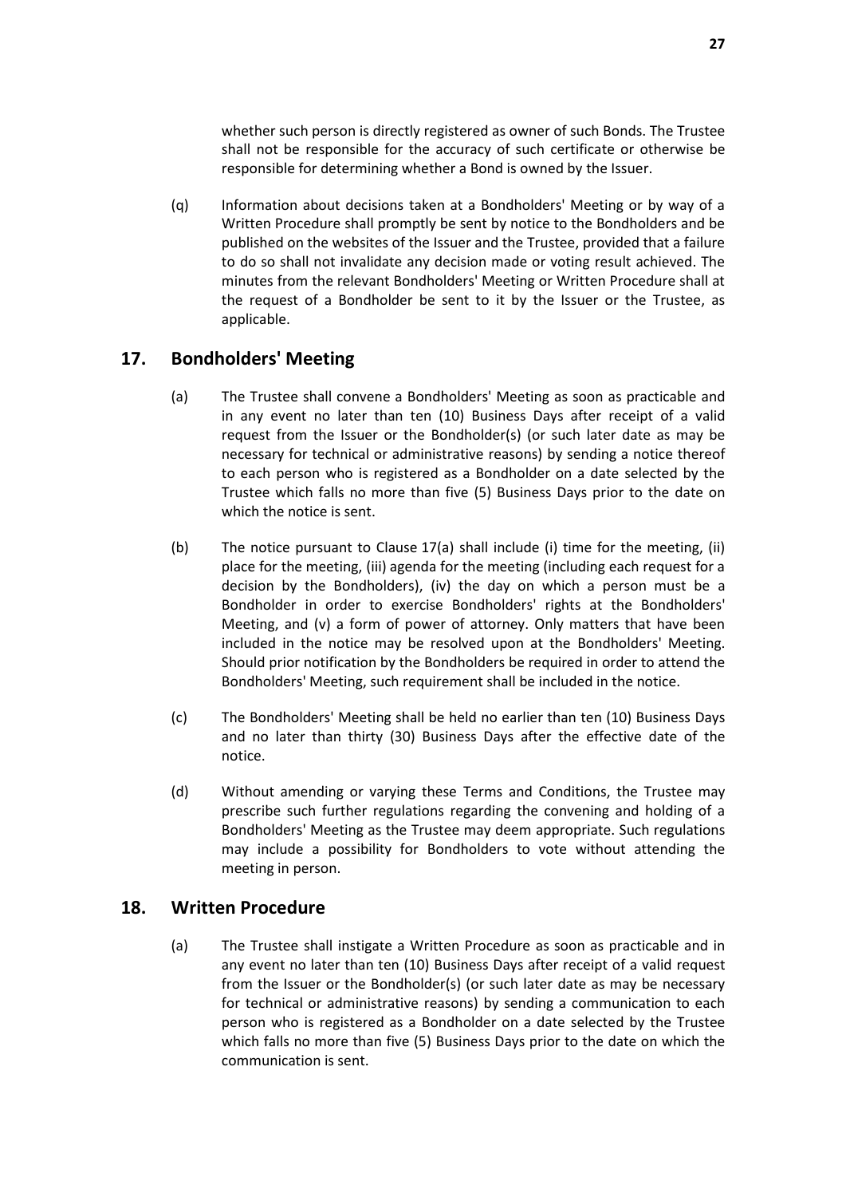whether such person is directly registered as owner of such Bonds. The Trustee shall not be responsible for the accuracy of such certificate or otherwise be responsible for determining whether a Bond is owned by the Issuer.

(q) Information about decisions taken at a Bondholders' Meeting or by way of a Written Procedure shall promptly be sent by notice to the Bondholders and be published on the websites of the Issuer and the Trustee, provided that a failure to do so shall not invalidate any decision made or voting result achieved. The minutes from the relevant Bondholders' Meeting or Written Procedure shall at the request of a Bondholder be sent to it by the Issuer or the Trustee, as applicable.

## 17. Bondholders' Meeting

(a) The Trustee shall convene a Bondholders' Meeting as soon as practicable and in any event no later than ten (10) Business Days after receipt of a valid request from the Issuer or the Bondholder(s) (or such later date as may be necessary for technical or administrative reasons) by sending a notice thereof to each person who is registered as a Bondholder on a date selected by the Trustee which falls no more than five (5) Business Days prior to the date on which the notice is sent.

(b) The notice pursuant to Clause 17(a) shall include (i) time for the meeting, (ii) place for the meeting, (iii) agenda for the meeting (including each request for a decision by the Bondholders), (iv) the day on which a person must be a Bondholder in order to exercise Bondholders' rights at the Bondholders' Meeting, and (v) a form of power of attorney. Only matters that have been included in the notice may be resolved upon at the Bondholders' Meeting. Should prior notification by the Bondholders be required in order to attend the Bondholders' Meeting, such requirement shall be included in the notice.

(c) The Bondholders' Meeting shall be held no earlier than ten (10) Business Days and no later than thirty (30) Business Days after the effective date of the notice.

(d) Without amending or varying these Terms and Conditions, the Trustee may prescribe such further regulations regarding the convening and holding of a Bondholders' Meeting as the Trustee may deem appropriate. Such regulations may include a possibility for Bondholders to vote without attending the meeting in person.

## 18. Written Procedure

(a) The Trustee shall instigate a Written Procedure as soon as practicable and in any event no later than ten (10) Business Days after receipt of a valid request from the Issuer or the Bondholder(s) (or such later date as may be necessary for technical or administrative reasons) by sending a communication to each person who is registered as a Bondholder on a date selected by the Trustee which falls no more than five (5) Business Days prior to the date on which the communication is sent.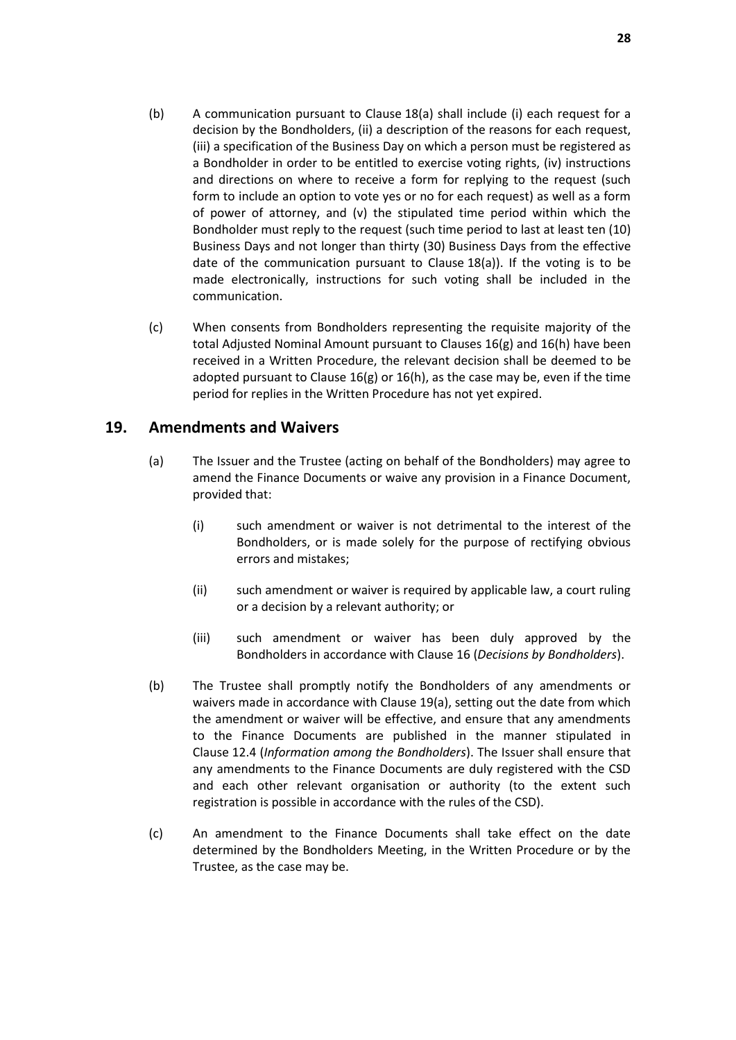(b) A communication pursuant to Clause 18(a) shall include (i) each request for a decision by the Bondholders, (ii) a description of the reasons for each request, (iii) a specification of the Business Day on which a person must be registered as a Bondholder in order to be entitled to exercise voting rights, (iv) instructions and directions on where to receive a form for replying to the request (such form to include an option to vote yes or no for each request) as well as a form of power of attorney, and (v) the stipulated time period within which the Bondholder must reply to the request (such time period to last at least ten (10) Business Days and not longer than thirty (30) Business Days from the effective date of the communication pursuant to Clause 18(a)). If the voting is to be made electronically, instructions for such voting shall be included in the communication.

(c) When consents from Bondholders representing the requisite majority of the total Adjusted Nominal Amount pursuant to Clauses 16(g) and 16(h) have been received in a Written Procedure, the relevant decision shall be deemed to be adopted pursuant to Clause 16(g) or 16(h), as the case may be, even if the time period for replies in the Written Procedure has not yet expired.

## 19. Amendments and Waivers

(a) The Issuer and the Trustee (acting on behalf of the Bondholders) may agree to amend the Finance Documents or waive any provision in a Finance Document, provided that:

(i) such amendment or waiver is not detrimental to the interest of the Bondholders, or is made solely for the purpose of rectifying obvious errors and mistakes;

(ii) such amendment or waiver is required by applicable law, a court ruling or a decision by a relevant authority; or

(iii) such amendment or waiver has been duly approved by the Bondholders in accordance with Clause 16 (*Decisions by Bondholders*).

(b) The Trustee shall promptly notify the Bondholders of any amendments or waivers made in accordance with Clause 19(a), setting out the date from which the amendment or waiver will be effective, and ensure that any amendments to the Finance Documents are published in the manner stipulated in Clause 12.4 (*Information among the Bondholders*). The Issuer shall ensure that any amendments to the Finance Documents are duly registered with the CSD and each other relevant organisation or authority (to the extent such registration is possible in accordance with the rules of the CSD).

(c) An amendment to the Finance Documents shall take effect on the date determined by the Bondholders Meeting, in the Written Procedure or by the Trustee, as the case may be.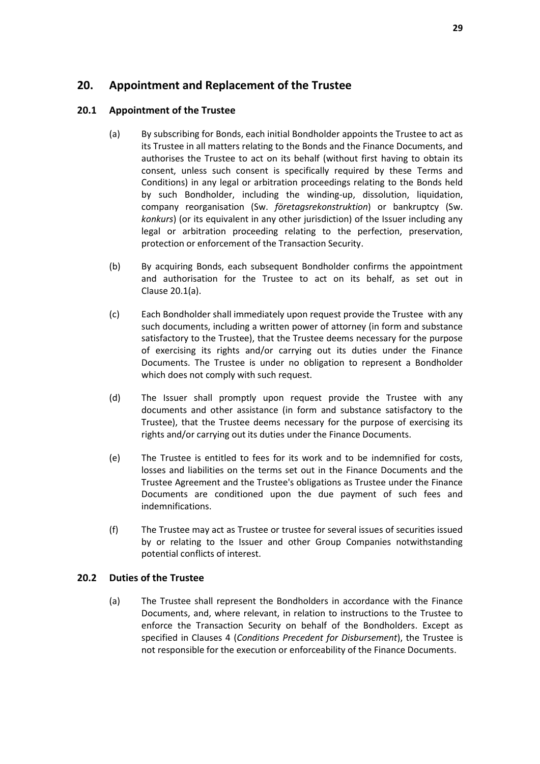## 20. Appointment and Replacement of the Trustee

### 20.1 Appointment of the Trustee

(a) By subscribing for Bonds, each initial Bondholder appoints the Trustee to act as its Trustee in all matters relating to the Bonds and the Finance Documents, and authorises the Trustee to act on its behalf (without first having to obtain its consent, unless such consent is specifically required by these Terms and Conditions) in any legal or arbitration proceedings relating to the Bonds held by such Bondholder, including the winding-up, dissolution, liquidation, company reorganisation (Sw. *företagsrekonstruktion*) or bankruptcy (Sw. *konkurs*) (or its equivalent in any other jurisdiction) of the Issuer including any legal or arbitration proceeding relating to the perfection, preservation, protection or enforcement of the Transaction Security.

(b) By acquiring Bonds, each subsequent Bondholder confirms the appointment and authorisation for the Trustee to act on its behalf, as set out in Clause 20.1(a).

(c) Each Bondholder shall immediately upon request provide the Trustee with any such documents, including a written power of attorney (in form and substance satisfactory to the Trustee), that the Trustee deems necessary for the purpose of exercising its rights and/or carrying out its duties under the Finance Documents. The Trustee is under no obligation to represent a Bondholder which does not comply with such request.

(d) The Issuer shall promptly upon request provide the Trustee with any documents and other assistance (in form and substance satisfactory to the Trustee), that the Trustee deems necessary for the purpose of exercising its rights and/or carrying out its duties under the Finance Documents.

(e) The Trustee is entitled to fees for its work and to be indemnified for costs, losses and liabilities on the terms set out in the Finance Documents and the Trustee Agreement and the Trustee's obligations as Trustee under the Finance Documents are conditioned upon the due payment of such fees and indemnifications.

(f) The Trustee may act as Trustee or trustee for several issues of securities issued by or relating to the Issuer and other Group Companies notwithstanding potential conflicts of interest.

### 20.2 Duties of the Trustee

(a) The Trustee shall represent the Bondholders in accordance with the Finance Documents, and, where relevant, in relation to instructions to the Trustee to enforce the Transaction Security on behalf of the Bondholders. Except as specified in Clauses 4 (*Conditions Precedent for Disbursement*), the Trustee is not responsible for the execution or enforceability of the Finance Documents.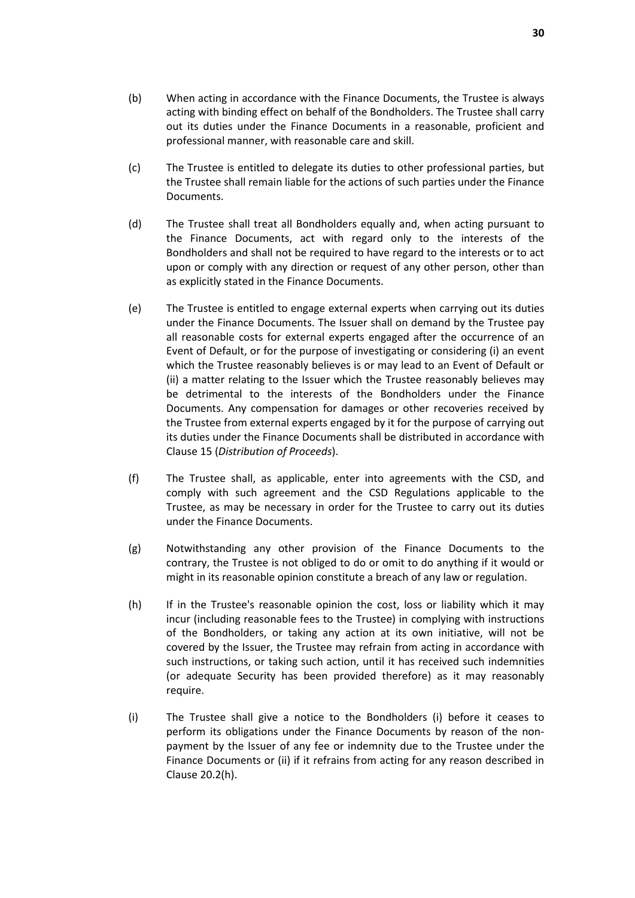(b) When acting in accordance with the Finance Documents, the Trustee is always acting with binding effect on behalf of the Bondholders. The Trustee shall carry out its duties under the Finance Documents in a reasonable, proficient and professional manner, with reasonable care and skill.

(c) The Trustee is entitled to delegate its duties to other professional parties, but the Trustee shall remain liable for the actions of such parties under the Finance Documents.

(d) The Trustee shall treat all Bondholders equally and, when acting pursuant to the Finance Documents, act with regard only to the interests of the Bondholders and shall not be required to have regard to the interests or to act upon or comply with any direction or request of any other person, other than as explicitly stated in the Finance Documents.

(e) The Trustee is entitled to engage external experts when carrying out its duties under the Finance Documents. The Issuer shall on demand by the Trustee pay all reasonable costs for external experts engaged after the occurrence of an Event of Default, or for the purpose of investigating or considering (i) an event which the Trustee reasonably believes is or may lead to an Event of Default or (ii) a matter relating to the Issuer which the Trustee reasonably believes may be detrimental to the interests of the Bondholders under the Finance Documents. Any compensation for damages or other recoveries received by the Trustee from external experts engaged by it for the purpose of carrying out its duties under the Finance Documents shall be distributed in accordance with Clause 15 (*Distribution of Proceeds*).

(f) The Trustee shall, as applicable, enter into agreements with the CSD, and comply with such agreement and the CSD Regulations applicable to the Trustee, as may be necessary in order for the Trustee to carry out its duties under the Finance Documents.

(g) Notwithstanding any other provision of the Finance Documents to the contrary, the Trustee is not obliged to do or omit to do anything if it would or might in its reasonable opinion constitute a breach of any law or regulation.

(h) If in the Trustee's reasonable opinion the cost, loss or liability which it may incur (including reasonable fees to the Trustee) in complying with instructions of the Bondholders, or taking any action at its own initiative, will not be covered by the Issuer, the Trustee may refrain from acting in accordance with such instructions, or taking such action, until it has received such indemnities (or adequate Security has been provided therefore) as it may reasonably require.

(i) The Trustee shall give a notice to the Bondholders (i) before it ceases to perform its obligations under the Finance Documents by reason of the non-payment by the Issuer of any fee or indemnity due to the Trustee under the Finance Documents or (ii) if it refrains from acting for any reason described in Clause 20.2(h).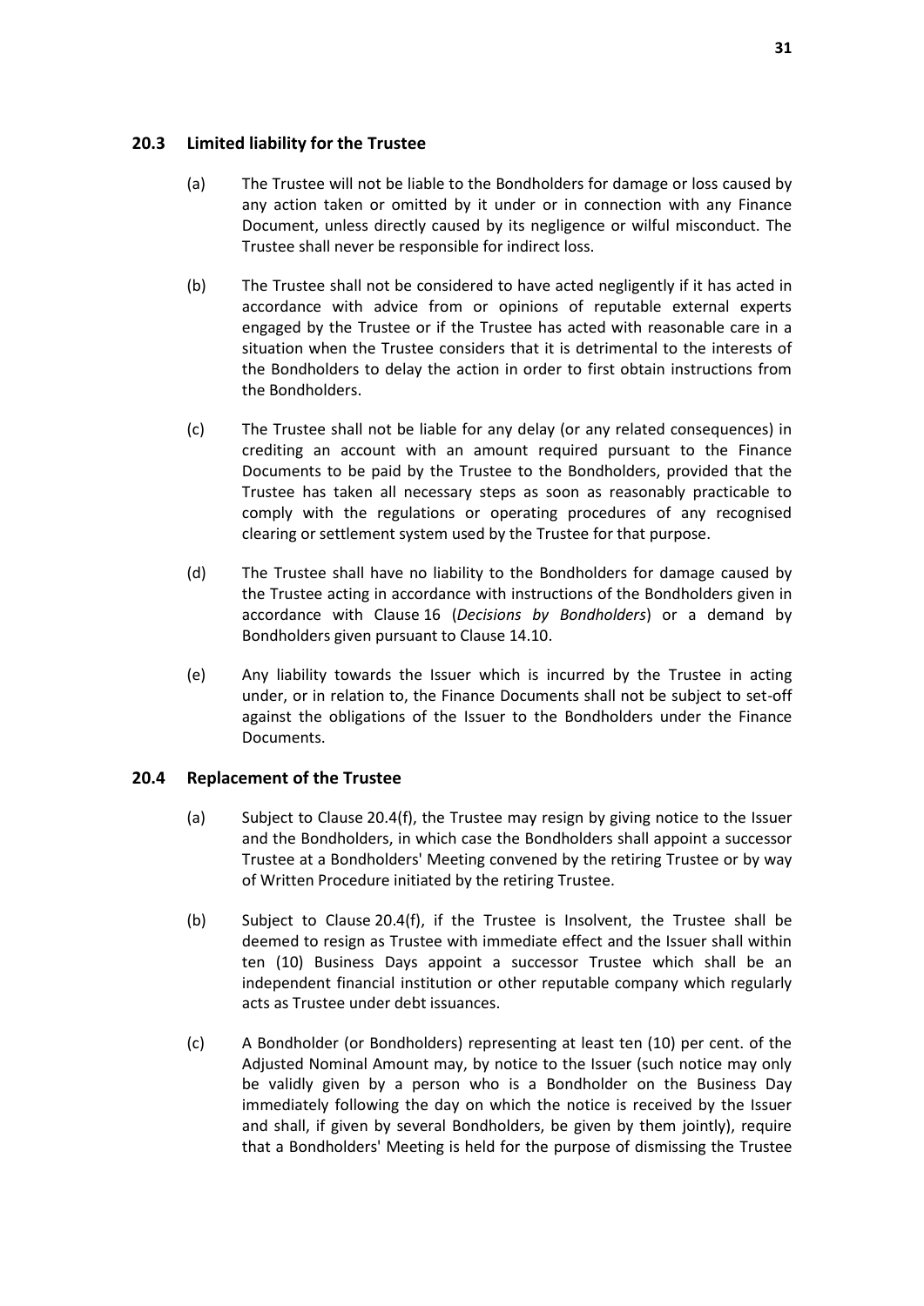### 20.3 Limited liability for the Trustee

(a) The Trustee will not be liable to the Bondholders for damage or loss caused by any action taken or omitted by it under or in connection with any Finance Document, unless directly caused by its negligence or wilful misconduct. The Trustee shall never be responsible for indirect loss.

(b) The Trustee shall not be considered to have acted negligently if it has acted in accordance with advice from or opinions of reputable external experts engaged by the Trustee or if the Trustee has acted with reasonable care in a situation when the Trustee considers that it is detrimental to the interests of the Bondholders to delay the action in order to first obtain instructions from the Bondholders.

(c) The Trustee shall not be liable for any delay (or any related consequences) in crediting an account with an amount required pursuant to the Finance Documents to be paid by the Trustee to the Bondholders, provided that the Trustee has taken all necessary steps as soon as reasonably practicable to comply with the regulations or operating procedures of any recognised clearing or settlement system used by the Trustee for that purpose.

(d) The Trustee shall have no liability to the Bondholders for damage caused by the Trustee acting in accordance with instructions of the Bondholders given in accordance with Clause 16 (*Decisions by Bondholders*) or a demand by Bondholders given pursuant to Clause 14.10.

(e) Any liability towards the Issuer which is incurred by the Trustee in acting under, or in relation to, the Finance Documents shall not be subject to set-off against the obligations of the Issuer to the Bondholders under the Finance Documents.

### 20.4 Replacement of the Trustee

(a) Subject to Clause 20.4(f), the Trustee may resign by giving notice to the Issuer and the Bondholders, in which case the Bondholders shall appoint a successor Trustee at a Bondholders' Meeting convened by the retiring Trustee or by way of Written Procedure initiated by the retiring Trustee.

(b) Subject to Clause 20.4(f), if the Trustee is Insolvent, the Trustee shall be deemed to resign as Trustee with immediate effect and the Issuer shall within ten (10) Business Days appoint a successor Trustee which shall be an independent financial institution or other reputable company which regularly acts as Trustee under debt issuances.

(c) A Bondholder (or Bondholders) representing at least ten (10) per cent. of the Adjusted Nominal Amount may, by notice to the Issuer (such notice may only be validly given by a person who is a Bondholder on the Business Day immediately following the day on which the notice is received by the Issuer and shall, if given by several Bondholders, be given by them jointly), require that a Bondholders' Meeting is held for the purpose of dismissing the Trustee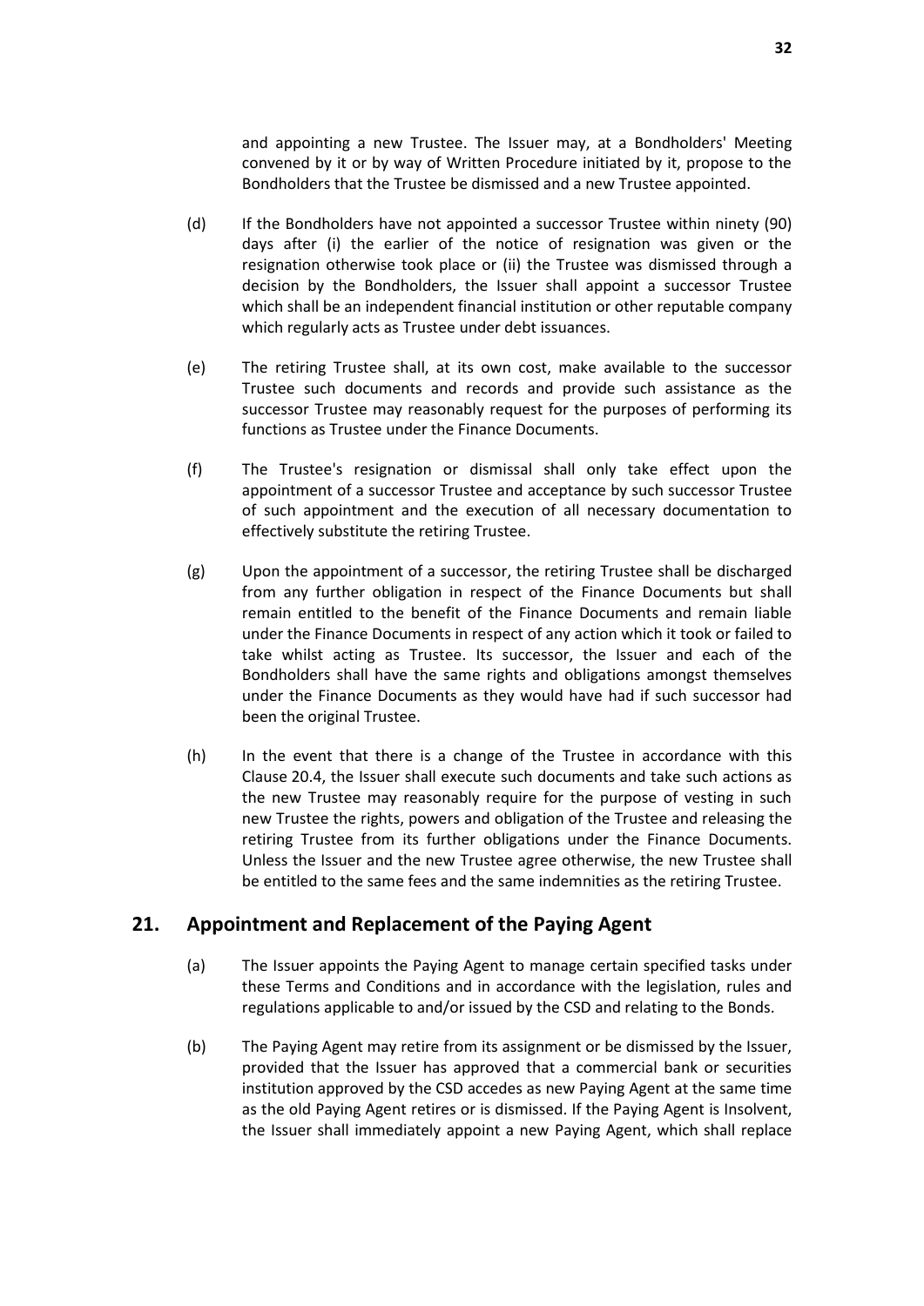and appointing a new Trustee. The Issuer may, at a Bondholders' Meeting convened by it or by way of Written Procedure initiated by it, propose to the Bondholders that the Trustee be dismissed and a new Trustee appointed.

(d) If the Bondholders have not appointed a successor Trustee within ninety (90) days after (i) the earlier of the notice of resignation was given or the resignation otherwise took place or (ii) the Trustee was dismissed through a decision by the Bondholders, the Issuer shall appoint a successor Trustee which shall be an independent financial institution or other reputable company which regularly acts as Trustee under debt issuances.

(e) The retiring Trustee shall, at its own cost, make available to the successor Trustee such documents and records and provide such assistance as the successor Trustee may reasonably request for the purposes of performing its functions as Trustee under the Finance Documents.

(f) The Trustee's resignation or dismissal shall only take effect upon the appointment of a successor Trustee and acceptance by such successor Trustee of such appointment and the execution of all necessary documentation to effectively substitute the retiring Trustee.

(g) Upon the appointment of a successor, the retiring Trustee shall be discharged from any further obligation in respect of the Finance Documents but shall remain entitled to the benefit of the Finance Documents and remain liable under the Finance Documents in respect of any action which it took or failed to take whilst acting as Trustee. Its successor, the Issuer and each of the Bondholders shall have the same rights and obligations amongst themselves under the Finance Documents as they would have had if such successor had been the original Trustee.

(h) In the event that there is a change of the Trustee in accordance with this Clause 20.4, the Issuer shall execute such documents and take such actions as the new Trustee may reasonably require for the purpose of vesting in such new Trustee the rights, powers and obligation of the Trustee and releasing the retiring Trustee from its further obligations under the Finance Documents. Unless the Issuer and the new Trustee agree otherwise, the new Trustee shall be entitled to the same fees and the same indemnities as the retiring Trustee.

## 21. Appointment and Replacement of the Paying Agent

(a) The Issuer appoints the Paying Agent to manage certain specified tasks under these Terms and Conditions and in accordance with the legislation, rules and regulations applicable to and/or issued by the CSD and relating to the Bonds.

(b) The Paying Agent may retire from its assignment or be dismissed by the Issuer, provided that the Issuer has approved that a commercial bank or securities institution approved by the CSD accedes as new Paying Agent at the same time as the old Paying Agent retires or is dismissed. If the Paying Agent is Insolvent, the Issuer shall immediately appoint a new Paying Agent, which shall replace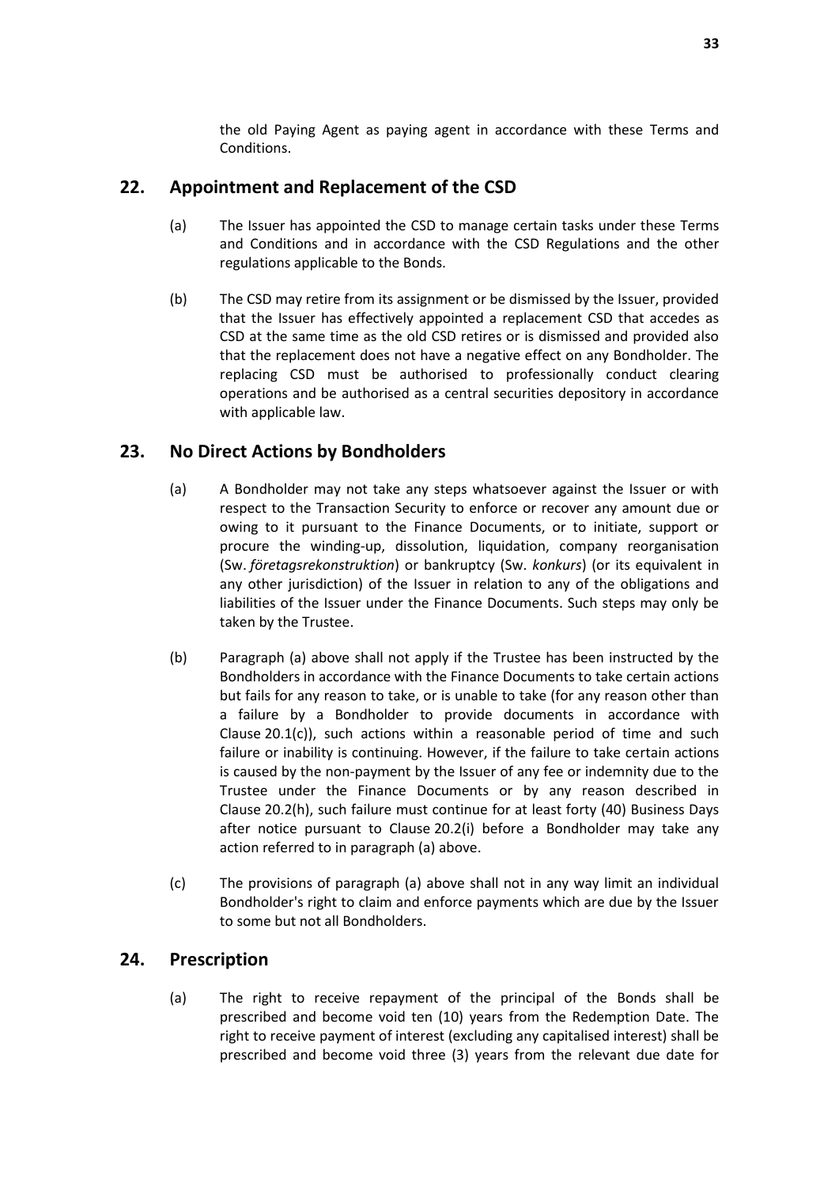the old Paying Agent as paying agent in accordance with these Terms and Conditions.

## 22. Appointment and Replacement of the CSD

(a) The Issuer has appointed the CSD to manage certain tasks under these Terms and Conditions and in accordance with the CSD Regulations and the other regulations applicable to the Bonds.

(b) The CSD may retire from its assignment or be dismissed by the Issuer, provided that the Issuer has effectively appointed a replacement CSD that accedes as CSD at the same time as the old CSD retires or is dismissed and provided also that the replacement does not have a negative effect on any Bondholder. The replacing CSD must be authorised to professionally conduct clearing operations and be authorised as a central securities depository in accordance with applicable law.

## 23. No Direct Actions by Bondholders

(a) A Bondholder may not take any steps whatsoever against the Issuer or with respect to the Transaction Security to enforce or recover any amount due or owing to it pursuant to the Finance Documents, or to initiate, support or procure the winding-up, dissolution, liquidation, company reorganisation (Sw. *företagsrekonstruktion*) or bankruptcy (Sw. *konkurs*) (or its equivalent in any other jurisdiction) of the Issuer in relation to any of the obligations and liabilities of the Issuer under the Finance Documents. Such steps may only be taken by the Trustee.

(b) Paragraph (a) above shall not apply if the Trustee has been instructed by the Bondholders in accordance with the Finance Documents to take certain actions but fails for any reason to take, or is unable to take (for any reason other than a failure by a Bondholder to provide documents in accordance with Clause 20.1(c)), such actions within a reasonable period of time and such failure or inability is continuing. However, if the failure to take certain actions is caused by the non-payment by the Issuer of any fee or indemnity due to the Trustee under the Finance Documents or by any reason described in Clause 20.2(h), such failure must continue for at least forty (40) Business Days after notice pursuant to Clause 20.2(i) before a Bondholder may take any action referred to in paragraph (a) above.

(c) The provisions of paragraph (a) above shall not in any way limit an individual Bondholder's right to claim and enforce payments which are due by the Issuer to some but not all Bondholders.

## 24. Prescription

(a) The right to receive repayment of the principal of the Bonds shall be prescribed and become void ten (10) years from the Redemption Date. The right to receive payment of interest (excluding any capitalised interest) shall be prescribed and become void three (3) years from the relevant due date for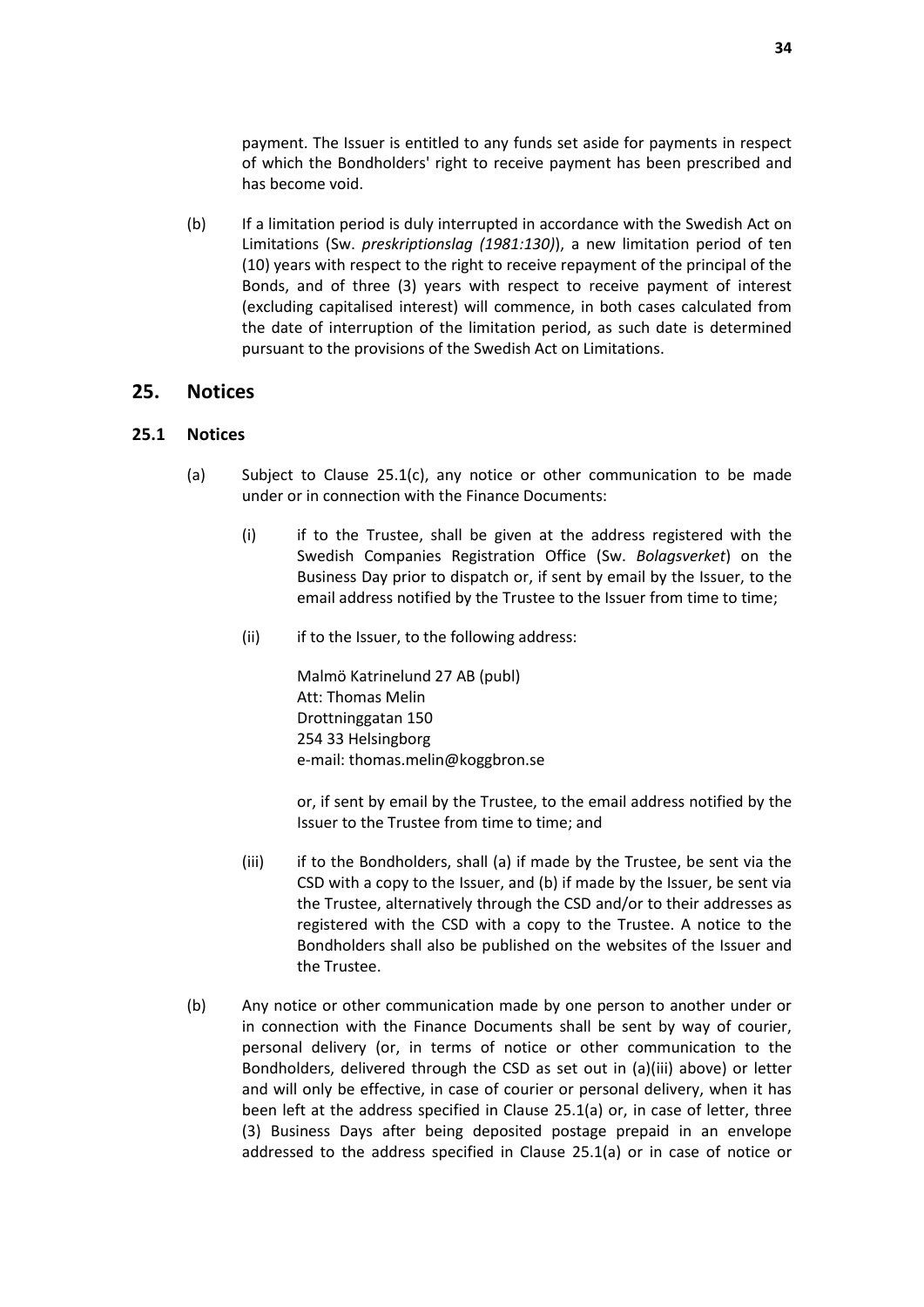payment. The Issuer is entitled to any funds set aside for payments in respect of which the Bondholders' right to receive payment has been prescribed and has become void.

(b) If a limitation period is duly interrupted in accordance with the Swedish Act on Limitations (Sw. *preskriptionslag (1981:130)*), a new limitation period of ten (10) years with respect to the right to receive repayment of the principal of the Bonds, and of three (3) years with respect to receive payment of interest (excluding capitalised interest) will commence, in both cases calculated from the date of interruption of the limitation period, as such date is determined pursuant to the provisions of the Swedish Act on Limitations.

## 25. Notices

### 25.1 Notices

(a) Subject to Clause 25.1(c), any notice or other communication to be made under or in connection with the Finance Documents:

(i) if to the Trustee, shall be given at the address registered with the Swedish Companies Registration Office (Sw. *Bolagsverket*) on the Business Day prior to dispatch or, if sent by email by the Issuer, to the email address notified by the Trustee to the Issuer from time to time;

(ii) if to the Issuer, to the following address:

Malmö Katrinelund 27 AB (publ)
Att: Thomas Melin
Drottninggatan 150
254 33 Helsingborg
e-mail: thomas.melin@koggbron.se

or, if sent by email by the Trustee, to the email address notified by the Issuer to the Trustee from time to time; and

(iii) if to the Bondholders, shall (a) if made by the Trustee, be sent via the CSD with a copy to the Issuer, and (b) if made by the Issuer, be sent via the Trustee, alternatively through the CSD and/or to their addresses as registered with the CSD with a copy to the Trustee. A notice to the Bondholders shall also be published on the websites of the Issuer and the Trustee.

(b) Any notice or other communication made by one person to another under or in connection with the Finance Documents shall be sent by way of courier, personal delivery (or, in terms of notice or other communication to the Bondholders, delivered through the CSD as set out in (a)(iii) above) or letter and will only be effective, in case of courier or personal delivery, when it has been left at the address specified in Clause 25.1(a) or, in case of letter, three (3) Business Days after being deposited postage prepaid in an envelope addressed to the address specified in Clause 25.1(a) or in case of notice or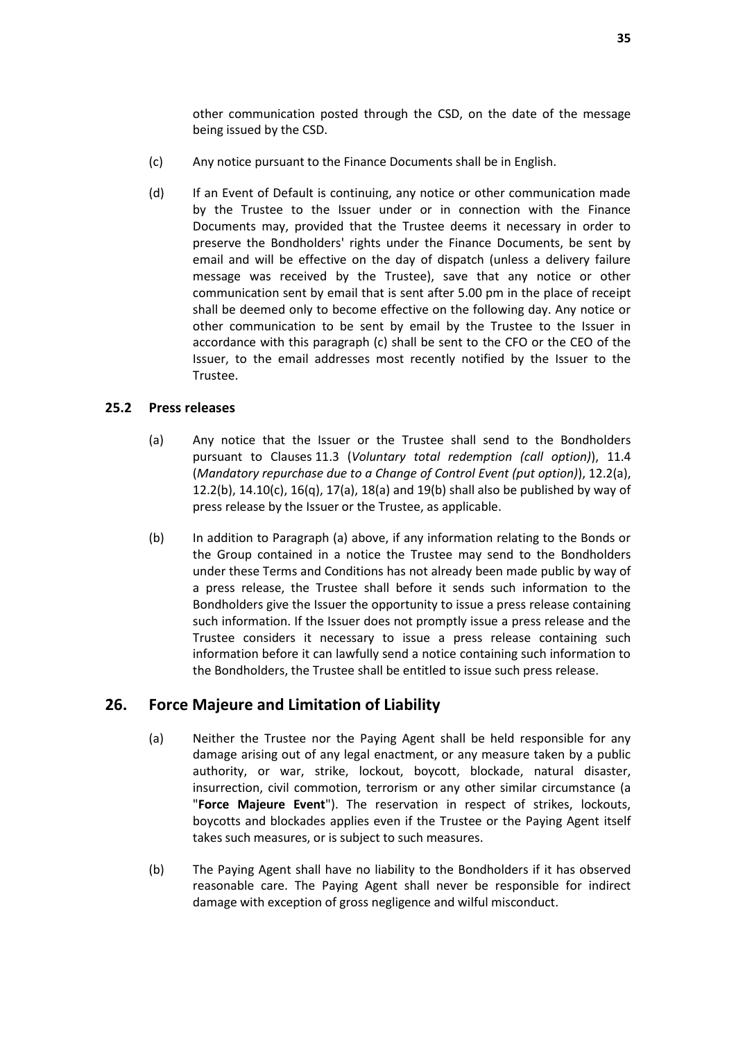other communication posted through the CSD, on the date of the message being issued by the CSD.

(c) Any notice pursuant to the Finance Documents shall be in English.

(d) If an Event of Default is continuing, any notice or other communication made by the Trustee to the Issuer under or in connection with the Finance Documents may, provided that the Trustee deems it necessary in order to preserve the Bondholders' rights under the Finance Documents, be sent by email and will be effective on the day of dispatch (unless a delivery failure message was received by the Trustee), save that any notice or other communication sent by email that is sent after 5.00 pm in the place of receipt shall be deemed only to become effective on the following day. Any notice or other communication to be sent by email by the Trustee to the Issuer in accordance with this paragraph (c) shall be sent to the CFO or the CEO of the Issuer, to the email addresses most recently notified by the Issuer to the Trustee.

### 25.2 Press releases

(a) Any notice that the Issuer or the Trustee shall send to the Bondholders pursuant to Clauses 11.3 (*Voluntary total redemption (call option)*), 11.4 (*Mandatory repurchase due to a Change of Control Event (put option)*), 12.2(a), 12.2(b), 14.10(c), 16(q), 17(a), 18(a) and 19(b) shall also be published by way of press release by the Issuer or the Trustee, as applicable.

(b) In addition to Paragraph (a) above, if any information relating to the Bonds or the Group contained in a notice the Trustee may send to the Bondholders under these Terms and Conditions has not already been made public by way of a press release, the Trustee shall before it sends such information to the Bondholders give the Issuer the opportunity to issue a press release containing such information. If the Issuer does not promptly issue a press release and the Trustee considers it necessary to issue a press release containing such information before it can lawfully send a notice containing such information to the Bondholders, the Trustee shall be entitled to issue such press release.

## 26. Force Majeure and Limitation of Liability

(a) Neither the Trustee nor the Paying Agent shall be held responsible for any damage arising out of any legal enactment, or any measure taken by a public authority, or war, strike, lockout, boycott, blockade, natural disaster, insurrection, civil commotion, terrorism or any other similar circumstance (a "**Force Majeure Event**"). The reservation in respect of strikes, lockouts, boycotts and blockades applies even if the Trustee or the Paying Agent itself takes such measures, or is subject to such measures.

(b) The Paying Agent shall have no liability to the Bondholders if it has observed reasonable care. The Paying Agent shall never be responsible for indirect damage with exception of gross negligence and wilful misconduct.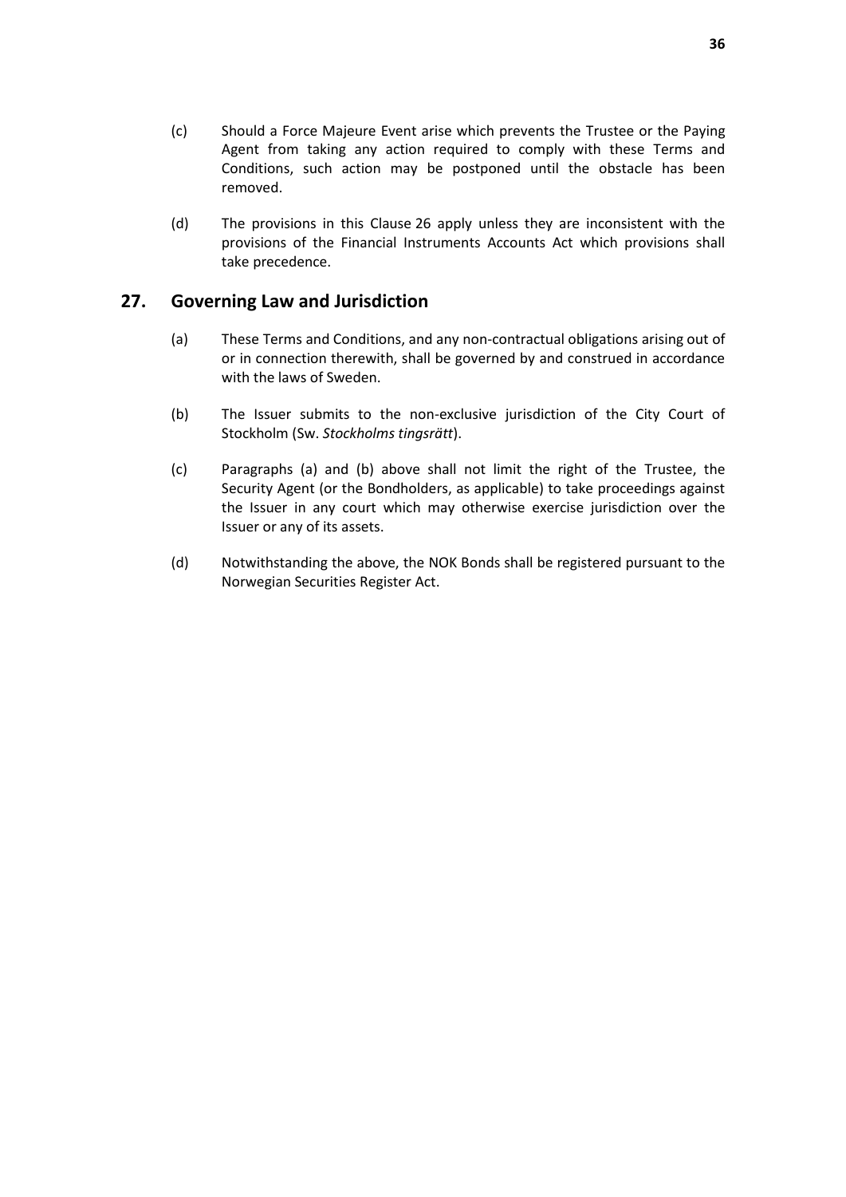(c) Should a Force Majeure Event arise which prevents the Trustee or the Paying Agent from taking any action required to comply with these Terms and Conditions, such action may be postponed until the obstacle has been removed.

(d) The provisions in this Clause 26 apply unless they are inconsistent with the provisions of the Financial Instruments Accounts Act which provisions shall take precedence.

## 27. Governing Law and Jurisdiction

(a) These Terms and Conditions, and any non-contractual obligations arising out of or in connection therewith, shall be governed by and construed in accordance with the laws of Sweden.

(b) The Issuer submits to the non-exclusive jurisdiction of the City Court of Stockholm (Sw. *Stockholms tingsrätt*).

(c) Paragraphs (a) and (b) above shall not limit the right of the Trustee, the Security Agent (or the Bondholders, as applicable) to take proceedings against the Issuer in any court which may otherwise exercise jurisdiction over the Issuer or any of its assets.

(d) Notwithstanding the above, the NOK Bonds shall be registered pursuant to the Norwegian Securities Register Act.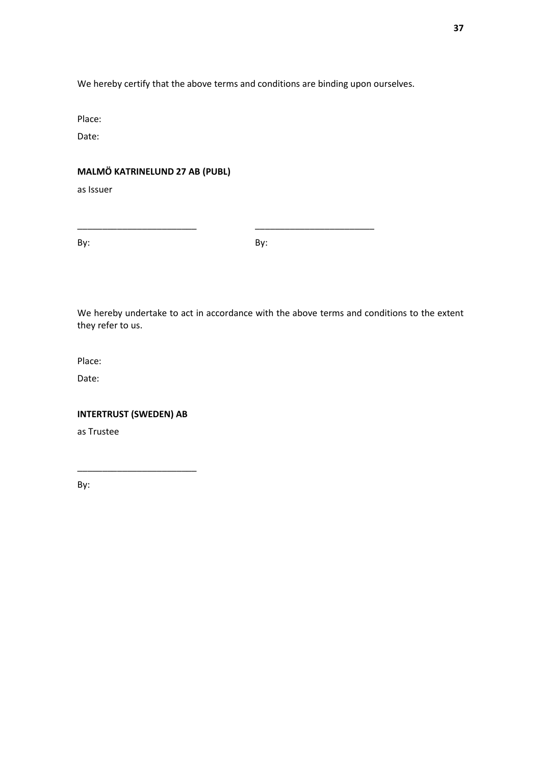We hereby certify that the above terms and conditions are binding upon ourselves.

Place:

Date:

**MALMÖ KATRINELUND 27 AB (PUBL)**

as Issuer

\_\_\_\_\_\_\_\_\_\_\_\_\_\_\_\_\_\_\_\_\_\_\_\_\_ \_\_\_\_\_\_\_\_\_\_\_\_\_\_\_\_\_\_\_\_\_\_\_\_\_

By: By:

We hereby undertake to act in accordance with the above terms and conditions to the extent they refer to us.

Place:

Date:

**INTERTRUST (SWEDEN) AB**

as Trustee

\_\_\_\_\_\_\_\_\_\_\_\_\_\_\_\_\_\_\_\_\_\_\_\_\_

By: